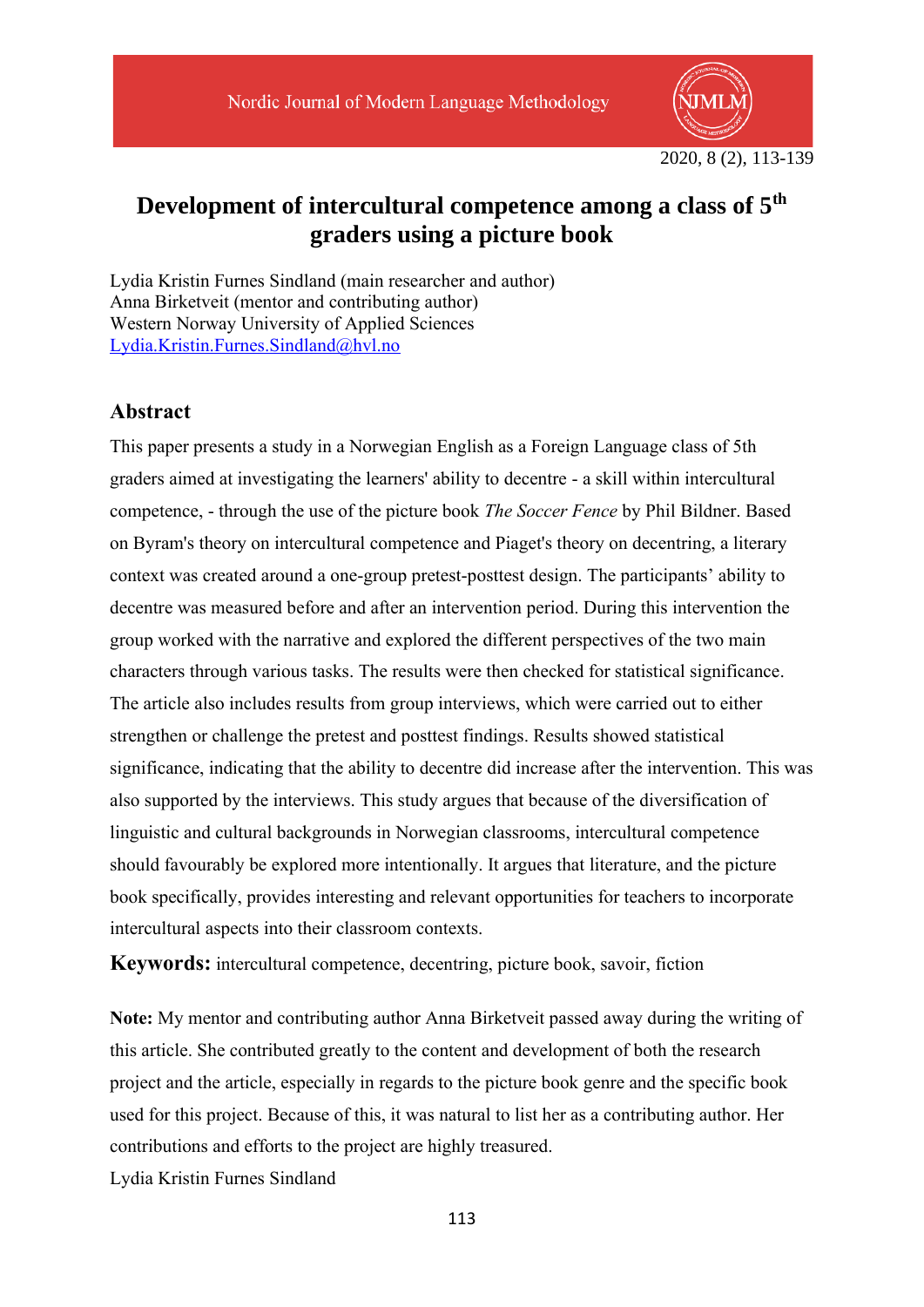# Development of intercultural competence among a class of 5th graders using a picture book

Lydia Kristin Furnes Sindland (main researcher and author)
Anna Birketveit (mentor and contributing author)
Western Norway University of Applied Sciences
Lydia.Kristin.Furnes.Sindland@hvl.no

## Abstract

This paper presents a study in a Norwegian English as a Foreign Language class of 5th graders aimed at investigating the learners' ability to decentre - a skill within intercultural competence, - through the use of the picture book *The Soccer Fence* by Phil Bildner. Based on Byram's theory on intercultural competence and Piaget's theory on decentring, a literary context was created around a one-group pretest-posttest design. The participants' ability to decentre was measured before and after an intervention period. During this intervention the group worked with the narrative and explored the different perspectives of the two main characters through various tasks. The results were then checked for statistical significance. The article also includes results from group interviews, which were carried out to either strengthen or challenge the pretest and posttest findings. Results showed statistical significance, indicating that the ability to decentre did increase after the intervention. This was also supported by the interviews. This study argues that because of the diversification of linguistic and cultural backgrounds in Norwegian classrooms, intercultural competence should favourably be explored more intentionally. It argues that literature, and the picture book specifically, provides interesting and relevant opportunities for teachers to incorporate intercultural aspects into their classroom contexts.

**Keywords:** intercultural competence, decentring, picture book, savoir, fiction

**Note:** My mentor and contributing author Anna Birketveit passed away during the writing of this article. She contributed greatly to the content and development of both the research project and the article, especially in regards to the picture book genre and the specific book used for this project. Because of this, it was natural to list her as a contributing author. Her contributions and efforts to the project are highly treasured.

Lydia Kristin Furnes Sindland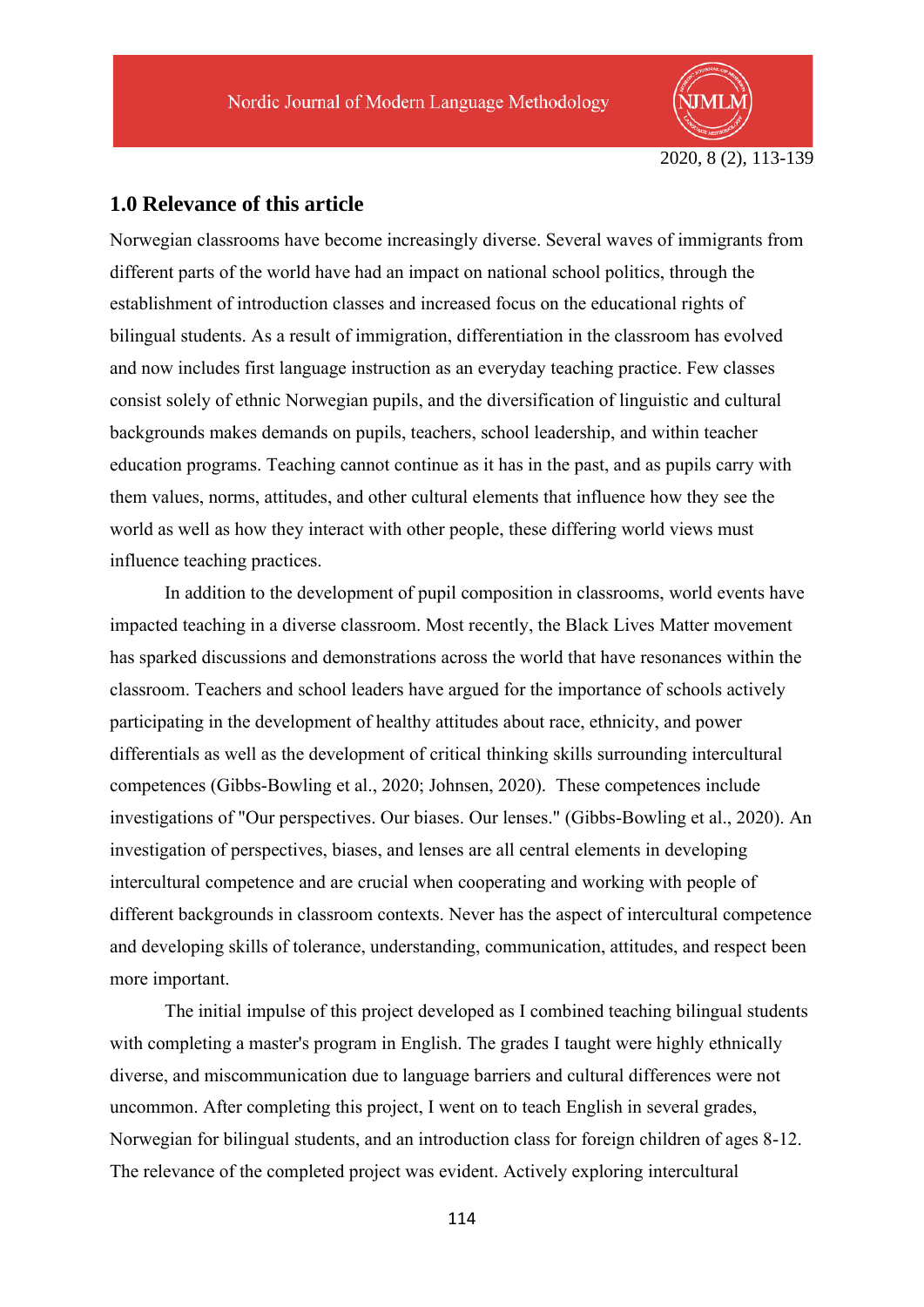## 1.0 Relevance of this article

Norwegian classrooms have become increasingly diverse. Several waves of immigrants from different parts of the world have had an impact on national school politics, through the establishment of introduction classes and increased focus on the educational rights of bilingual students. As a result of immigration, differentiation in the classroom has evolved and now includes first language instruction as an everyday teaching practice. Few classes consist solely of ethnic Norwegian pupils, and the diversification of linguistic and cultural backgrounds makes demands on pupils, teachers, school leadership, and within teacher education programs. Teaching cannot continue as it has in the past, and as pupils carry with them values, norms, attitudes, and other cultural elements that influence how they see the world as well as how they interact with other people, these differing world views must influence teaching practices.

In addition to the development of pupil composition in classrooms, world events have impacted teaching in a diverse classroom. Most recently, the Black Lives Matter movement has sparked discussions and demonstrations across the world that have resonances within the classroom. Teachers and school leaders have argued for the importance of schools actively participating in the development of healthy attitudes about race, ethnicity, and power differentials as well as the development of critical thinking skills surrounding intercultural competences (Gibbs-Bowling et al., 2020; Johnsen, 2020). These competences include investigations of "Our perspectives. Our biases. Our lenses." (Gibbs-Bowling et al., 2020). An investigation of perspectives, biases, and lenses are all central elements in developing intercultural competence and are crucial when cooperating and working with people of different backgrounds in classroom contexts. Never has the aspect of intercultural competence and developing skills of tolerance, understanding, communication, attitudes, and respect been more important.

The initial impulse of this project developed as I combined teaching bilingual students with completing a master's program in English. The grades I taught were highly ethnically diverse, and miscommunication due to language barriers and cultural differences were not uncommon. After completing this project, I went on to teach English in several grades, Norwegian for bilingual students, and an introduction class for foreign children of ages 8-12. The relevance of the completed project was evident. Actively exploring intercultural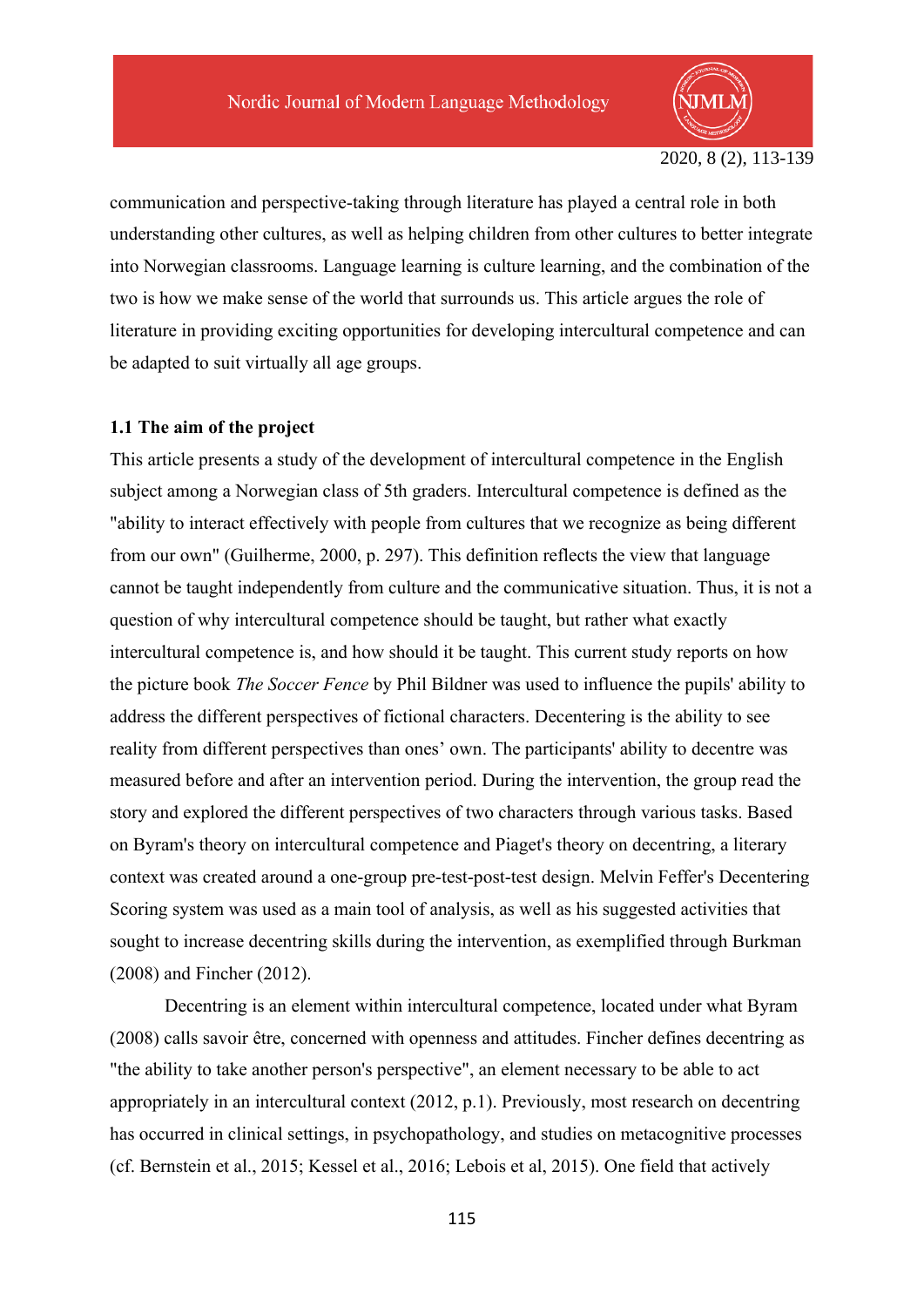communication and perspective-taking through literature has played a central role in both understanding other cultures, as well as helping children from other cultures to better integrate into Norwegian classrooms. Language learning is culture learning, and the combination of the two is how we make sense of the world that surrounds us. This article argues the role of literature in providing exciting opportunities for developing intercultural competence and can be adapted to suit virtually all age groups.

### 1.1 The aim of the project

This article presents a study of the development of intercultural competence in the English subject among a Norwegian class of 5th graders. Intercultural competence is defined as the "ability to interact effectively with people from cultures that we recognize as being different from our own" (Guilherme, 2000, p. 297). This definition reflects the view that language cannot be taught independently from culture and the communicative situation. Thus, it is not a question of why intercultural competence should be taught, but rather what exactly intercultural competence is, and how should it be taught. This current study reports on how the picture book *The Soccer Fence* by Phil Bildner was used to influence the pupils' ability to address the different perspectives of fictional characters. Decentering is the ability to see reality from different perspectives than ones' own. The participants' ability to decentre was measured before and after an intervention period. During the intervention, the group read the story and explored the different perspectives of two characters through various tasks. Based on Byram's theory on intercultural competence and Piaget's theory on decentring, a literary context was created around a one-group pre-test-post-test design. Melvin Feffer's Decentering Scoring system was used as a main tool of analysis, as well as his suggested activities that sought to increase decentring skills during the intervention, as exemplified through Burkman (2008) and Fincher (2012).

Decentring is an element within intercultural competence, located under what Byram (2008) calls savoir être, concerned with openness and attitudes. Fincher defines decentring as "the ability to take another person's perspective", an element necessary to be able to act appropriately in an intercultural context (2012, p.1). Previously, most research on decentring has occurred in clinical settings, in psychopathology, and studies on metacognitive processes (cf. Bernstein et al., 2015; Kessel et al., 2016; Lebois et al, 2015). One field that actively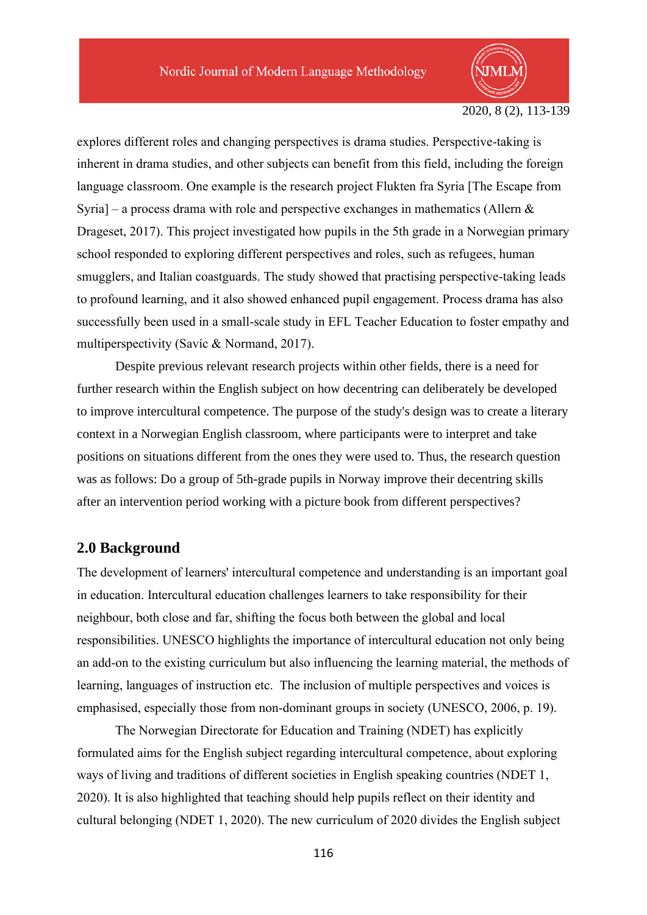explores different roles and changing perspectives is drama studies. Perspective-taking is inherent in drama studies, and other subjects can benefit from this field, including the foreign language classroom. One example is the research project Flukten fra Syria [The Escape from Syria] – a process drama with role and perspective exchanges in mathematics (Allern & Drageset, 2017). This project investigated how pupils in the 5th grade in a Norwegian primary school responded to exploring different perspectives and roles, such as refugees, human smugglers, and Italian coastguards. The study showed that practising perspective-taking leads to profound learning, and it also showed enhanced pupil engagement. Process drama has also successfully been used in a small-scale study in EFL Teacher Education to foster empathy and multiperspectivity (Savíc & Normand, 2017).

Despite previous relevant research projects within other fields, there is a need for further research within the English subject on how decentring can deliberately be developed to improve intercultural competence. The purpose of the study's design was to create a literary context in a Norwegian English classroom, where participants were to interpret and take positions on situations different from the ones they were used to. Thus, the research question was as follows: Do a group of 5th-grade pupils in Norway improve their decentring skills after an intervention period working with a picture book from different perspectives?

## 2.0 Background

The development of learners' intercultural competence and understanding is an important goal in education. Intercultural education challenges learners to take responsibility for their neighbour, both close and far, shifting the focus both between the global and local responsibilities. UNESCO highlights the importance of intercultural education not only being an add-on to the existing curriculum but also influencing the learning material, the methods of learning, languages of instruction etc. The inclusion of multiple perspectives and voices is emphasised, especially those from non-dominant groups in society (UNESCO, 2006, p. 19).

The Norwegian Directorate for Education and Training (NDET) has explicitly formulated aims for the English subject regarding intercultural competence, about exploring ways of living and traditions of different societies in English speaking countries (NDET 1, 2020). It is also highlighted that teaching should help pupils reflect on their identity and cultural belonging (NDET 1, 2020). The new curriculum of 2020 divides the English subject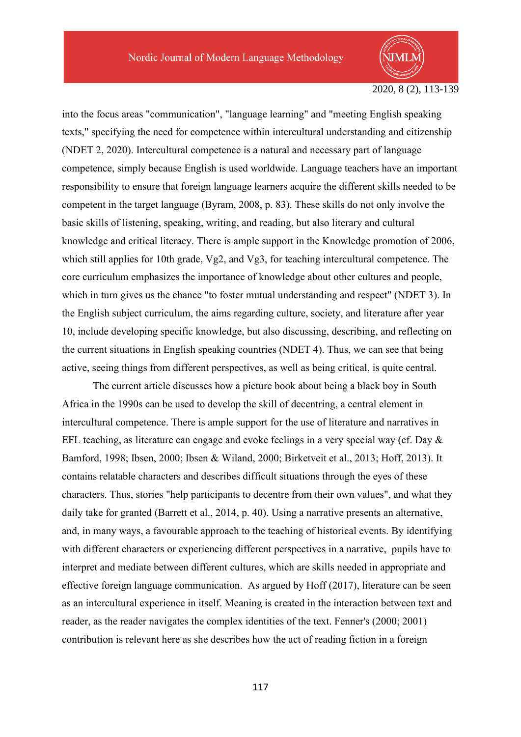into the focus areas "communication", "language learning" and "meeting English speaking texts," specifying the need for competence within intercultural understanding and citizenship (NDET 2, 2020). Intercultural competence is a natural and necessary part of language competence, simply because English is used worldwide. Language teachers have an important responsibility to ensure that foreign language learners acquire the different skills needed to be competent in the target language (Byram, 2008, p. 83). These skills do not only involve the basic skills of listening, speaking, writing, and reading, but also literary and cultural knowledge and critical literacy. There is ample support in the Knowledge promotion of 2006, which still applies for 10th grade, Vg2, and Vg3, for teaching intercultural competence. The core curriculum emphasizes the importance of knowledge about other cultures and people, which in turn gives us the chance "to foster mutual understanding and respect" (NDET 3). In the English subject curriculum, the aims regarding culture, society, and literature after year 10, include developing specific knowledge, but also discussing, describing, and reflecting on the current situations in English speaking countries (NDET 4). Thus, we can see that being active, seeing things from different perspectives, as well as being critical, is quite central.

The current article discusses how a picture book about being a black boy in South Africa in the 1990s can be used to develop the skill of decentring, a central element in intercultural competence. There is ample support for the use of literature and narratives in EFL teaching, as literature can engage and evoke feelings in a very special way (cf. Day & Bamford, 1998; Ibsen, 2000; Ibsen & Wiland, 2000; Birketveit et al., 2013; Hoff, 2013). It contains relatable characters and describes difficult situations through the eyes of these characters. Thus, stories "help participants to decentre from their own values", and what they daily take for granted (Barrett et al., 2014, p. 40). Using a narrative presents an alternative, and, in many ways, a favourable approach to the teaching of historical events. By identifying with different characters or experiencing different perspectives in a narrative, pupils have to interpret and mediate between different cultures, which are skills needed in appropriate and effective foreign language communication. As argued by Hoff (2017), literature can be seen as an intercultural experience in itself. Meaning is created in the interaction between text and reader, as the reader navigates the complex identities of the text. Fenner's (2000; 2001) contribution is relevant here as she describes how the act of reading fiction in a foreign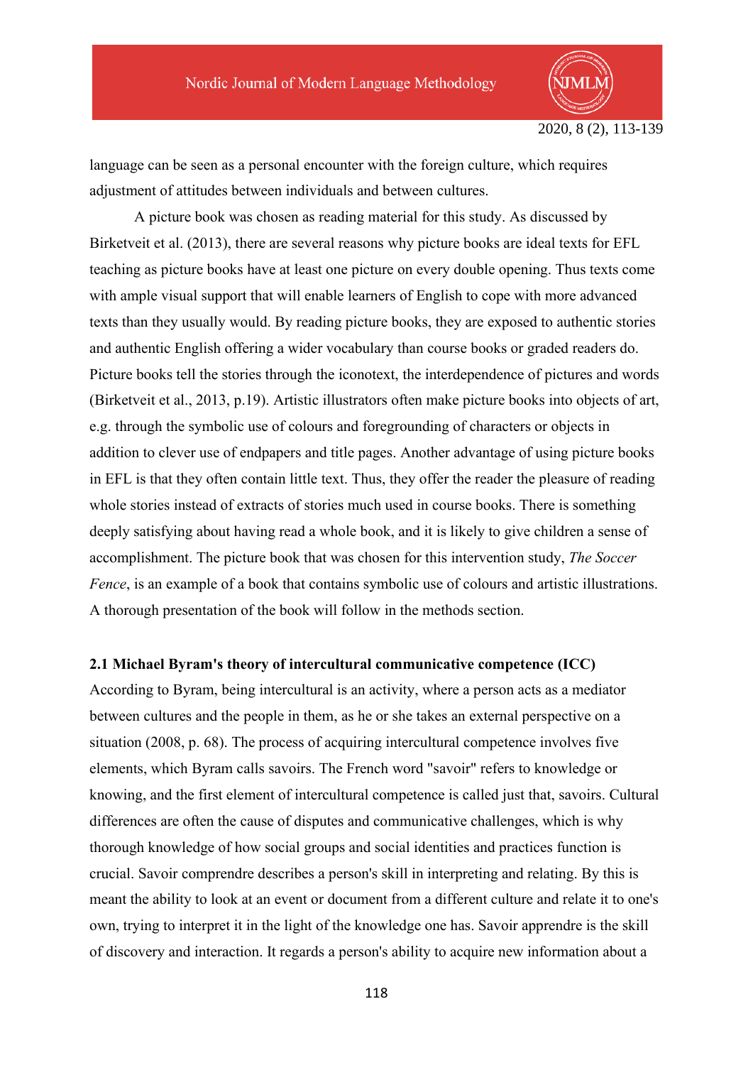language can be seen as a personal encounter with the foreign culture, which requires adjustment of attitudes between individuals and between cultures.

A picture book was chosen as reading material for this study. As discussed by Birketveit et al. (2013), there are several reasons why picture books are ideal texts for EFL teaching as picture books have at least one picture on every double opening. Thus texts come with ample visual support that will enable learners of English to cope with more advanced texts than they usually would. By reading picture books, they are exposed to authentic stories and authentic English offering a wider vocabulary than course books or graded readers do. Picture books tell the stories through the iconotext, the interdependence of pictures and words (Birketveit et al., 2013, p.19). Artistic illustrators often make picture books into objects of art, e.g. through the symbolic use of colours and foregrounding of characters or objects in addition to clever use of endpapers and title pages. Another advantage of using picture books in EFL is that they often contain little text. Thus, they offer the reader the pleasure of reading whole stories instead of extracts of stories much used in course books. There is something deeply satisfying about having read a whole book, and it is likely to give children a sense of accomplishment. The picture book that was chosen for this intervention study, *The Soccer Fence*, is an example of a book that contains symbolic use of colours and artistic illustrations. A thorough presentation of the book will follow in the methods section.

### 2.1 Michael Byram's theory of intercultural communicative competence (ICC)

According to Byram, being intercultural is an activity, where a person acts as a mediator between cultures and the people in them, as he or she takes an external perspective on a situation (2008, p. 68). The process of acquiring intercultural competence involves five elements, which Byram calls savoirs. The French word "savoir" refers to knowledge or knowing, and the first element of intercultural competence is called just that, savoirs. Cultural differences are often the cause of disputes and communicative challenges, which is why thorough knowledge of how social groups and social identities and practices function is crucial. Savoir comprendre describes a person's skill in interpreting and relating. By this is meant the ability to look at an event or document from a different culture and relate it to one's own, trying to interpret it in the light of the knowledge one has. Savoir apprendre is the skill of discovery and interaction. It regards a person's ability to acquire new information about a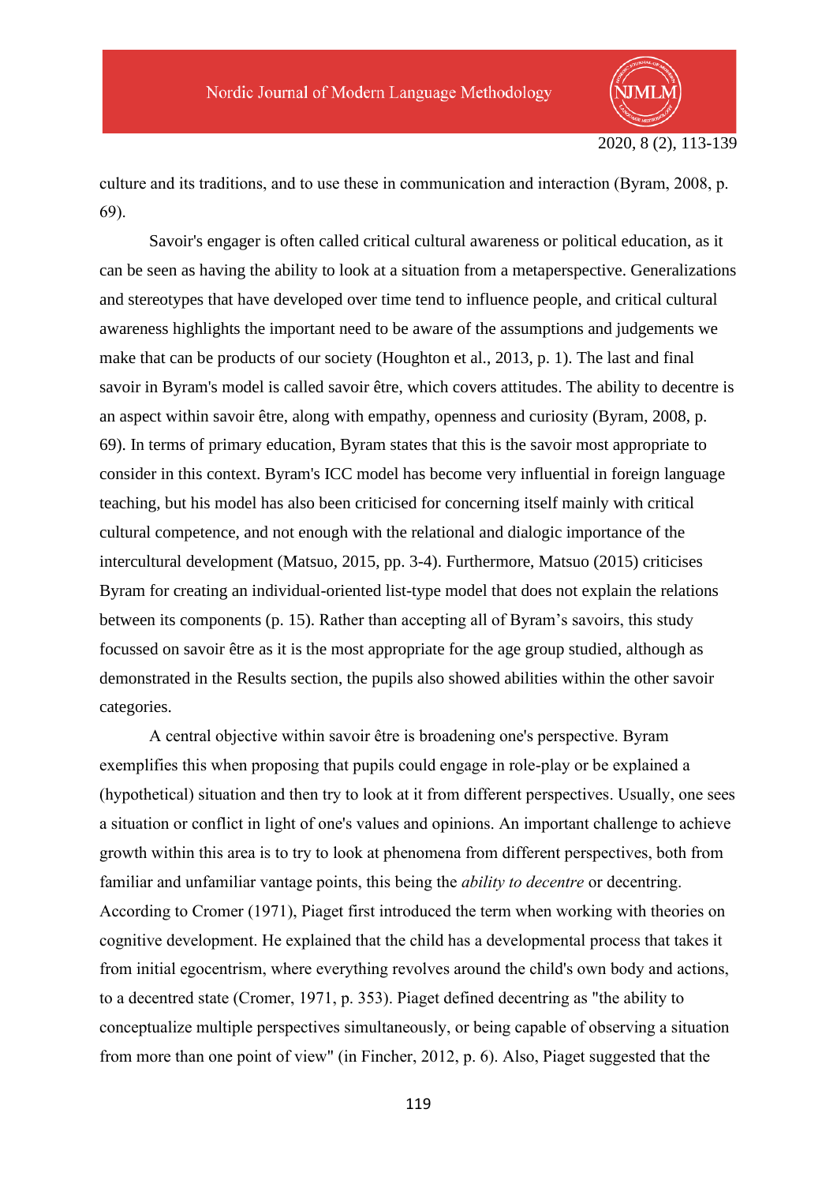culture and its traditions, and to use these in communication and interaction (Byram, 2008, p. 69).

Savoir's engager is often called critical cultural awareness or political education, as it can be seen as having the ability to look at a situation from a metaperspective. Generalizations and stereotypes that have developed over time tend to influence people, and critical cultural awareness highlights the important need to be aware of the assumptions and judgements we make that can be products of our society (Houghton et al., 2013, p. 1). The last and final savoir in Byram's model is called savoir être, which covers attitudes. The ability to decentre is an aspect within savoir être, along with empathy, openness and curiosity (Byram, 2008, p. 69). In terms of primary education, Byram states that this is the savoir most appropriate to consider in this context. Byram's ICC model has become very influential in foreign language teaching, but his model has also been criticised for concerning itself mainly with critical cultural competence, and not enough with the relational and dialogic importance of the intercultural development (Matsuo, 2015, pp. 3-4). Furthermore, Matsuo (2015) criticises Byram for creating an individual-oriented list-type model that does not explain the relations between its components (p. 15). Rather than accepting all of Byram's savoirs, this study focussed on savoir être as it is the most appropriate for the age group studied, although as demonstrated in the Results section, the pupils also showed abilities within the other savoir categories.

A central objective within savoir être is broadening one's perspective. Byram exemplifies this when proposing that pupils could engage in role-play or be explained a (hypothetical) situation and then try to look at it from different perspectives. Usually, one sees a situation or conflict in light of one's values and opinions. An important challenge to achieve growth within this area is to try to look at phenomena from different perspectives, both from familiar and unfamiliar vantage points, this being the *ability to decentre* or decentring. According to Cromer (1971), Piaget first introduced the term when working with theories on cognitive development. He explained that the child has a developmental process that takes it from initial egocentrism, where everything revolves around the child's own body and actions, to a decentred state (Cromer, 1971, p. 353). Piaget defined decentring as "the ability to conceptualize multiple perspectives simultaneously, or being capable of observing a situation from more than one point of view" (in Fincher, 2012, p. 6). Also, Piaget suggested that the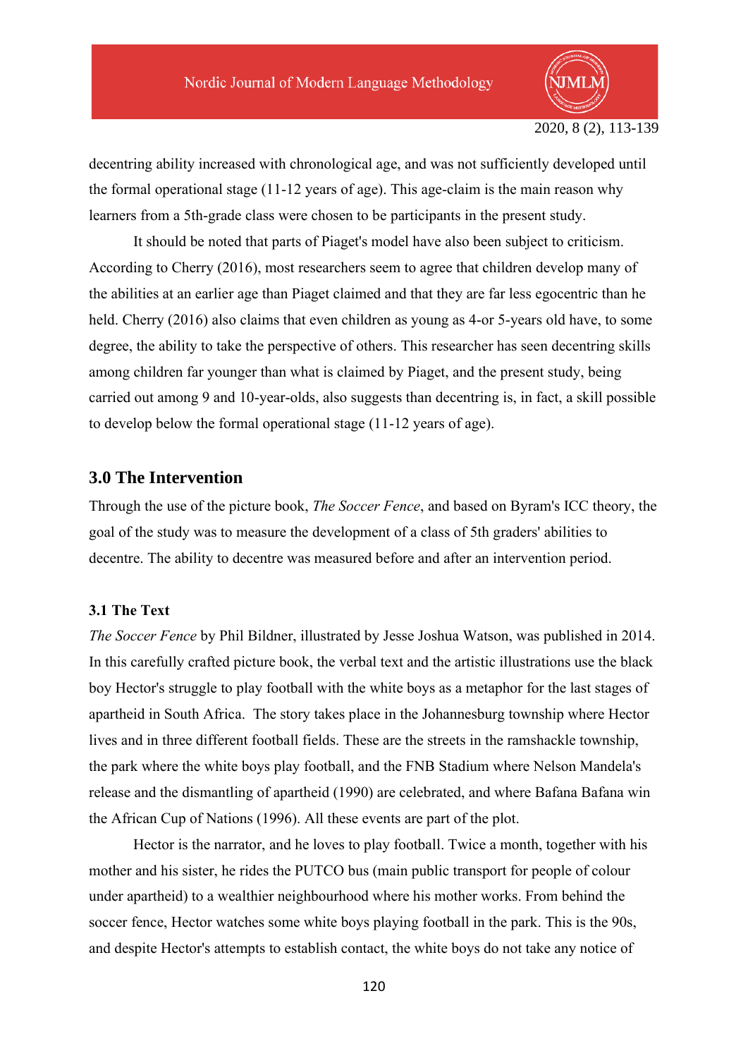decentring ability increased with chronological age, and was not sufficiently developed until the formal operational stage (11-12 years of age). This age-claim is the main reason why learners from a 5th-grade class were chosen to be participants in the present study.

It should be noted that parts of Piaget's model have also been subject to criticism. According to Cherry (2016), most researchers seem to agree that children develop many of the abilities at an earlier age than Piaget claimed and that they are far less egocentric than he held. Cherry (2016) also claims that even children as young as 4-or 5-years old have, to some degree, the ability to take the perspective of others. This researcher has seen decentring skills among children far younger than what is claimed by Piaget, and the present study, being carried out among 9 and 10-year-olds, also suggests than decentring is, in fact, a skill possible to develop below the formal operational stage (11-12 years of age).

## 3.0 The Intervention

Through the use of the picture book, *The Soccer Fence*, and based on Byram's ICC theory, the goal of the study was to measure the development of a class of 5th graders' abilities to decentre. The ability to decentre was measured before and after an intervention period.

### 3.1 The Text

*The Soccer Fence* by Phil Bildner, illustrated by Jesse Joshua Watson, was published in 2014. In this carefully crafted picture book, the verbal text and the artistic illustrations use the black boy Hector's struggle to play football with the white boys as a metaphor for the last stages of apartheid in South Africa. The story takes place in the Johannesburg township where Hector lives and in three different football fields. These are the streets in the ramshackle township, the park where the white boys play football, and the FNB Stadium where Nelson Mandela's release and the dismantling of apartheid (1990) are celebrated, and where Bafana Bafana win the African Cup of Nations (1996). All these events are part of the plot.

Hector is the narrator, and he loves to play football. Twice a month, together with his mother and his sister, he rides the PUTCO bus (main public transport for people of colour under apartheid) to a wealthier neighbourhood where his mother works. From behind the soccer fence, Hector watches some white boys playing football in the park. This is the 90s, and despite Hector's attempts to establish contact, the white boys do not take any notice of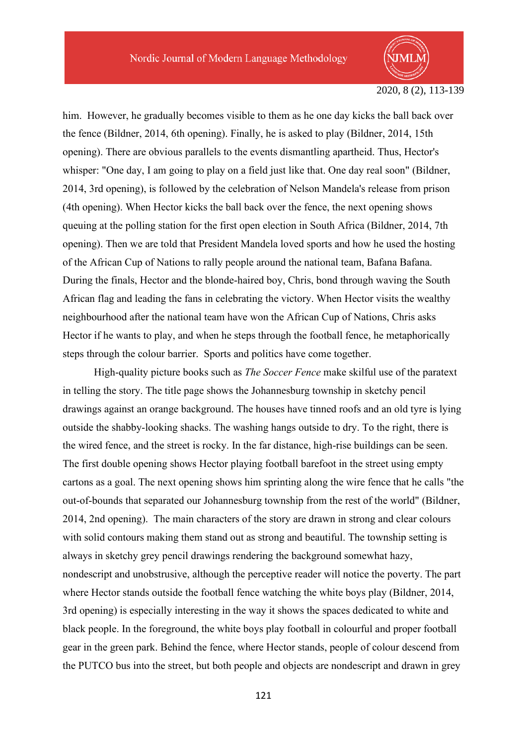him. However, he gradually becomes visible to them as he one day kicks the ball back over the fence (Bildner, 2014, 6th opening). Finally, he is asked to play (Bildner, 2014, 15th opening). There are obvious parallels to the events dismantling apartheid. Thus, Hector's whisper: "One day, I am going to play on a field just like that. One day real soon" (Bildner, 2014, 3rd opening), is followed by the celebration of Nelson Mandela's release from prison (4th opening). When Hector kicks the ball back over the fence, the next opening shows queuing at the polling station for the first open election in South Africa (Bildner, 2014, 7th opening). Then we are told that President Mandela loved sports and how he used the hosting of the African Cup of Nations to rally people around the national team, Bafana Bafana. During the finals, Hector and the blonde-haired boy, Chris, bond through waving the South African flag and leading the fans in celebrating the victory. When Hector visits the wealthy neighbourhood after the national team have won the African Cup of Nations, Chris asks Hector if he wants to play, and when he steps through the football fence, he metaphorically steps through the colour barrier. Sports and politics have come together.

High-quality picture books such as *The Soccer Fence* make skilful use of the paratext in telling the story. The title page shows the Johannesburg township in sketchy pencil drawings against an orange background. The houses have tinned roofs and an old tyre is lying outside the shabby-looking shacks. The washing hangs outside to dry. To the right, there is the wired fence, and the street is rocky. In the far distance, high-rise buildings can be seen. The first double opening shows Hector playing football barefoot in the street using empty cartons as a goal. The next opening shows him sprinting along the wire fence that he calls "the out-of-bounds that separated our Johannesburg township from the rest of the world" (Bildner, 2014, 2nd opening). The main characters of the story are drawn in strong and clear colours with solid contours making them stand out as strong and beautiful. The township setting is always in sketchy grey pencil drawings rendering the background somewhat hazy, nondescript and unobstrusive, although the perceptive reader will notice the poverty. The part where Hector stands outside the football fence watching the white boys play (Bildner, 2014, 3rd opening) is especially interesting in the way it shows the spaces dedicated to white and black people. In the foreground, the white boys play football in colourful and proper football gear in the green park. Behind the fence, where Hector stands, people of colour descend from the PUTCO bus into the street, but both people and objects are nondescript and drawn in grey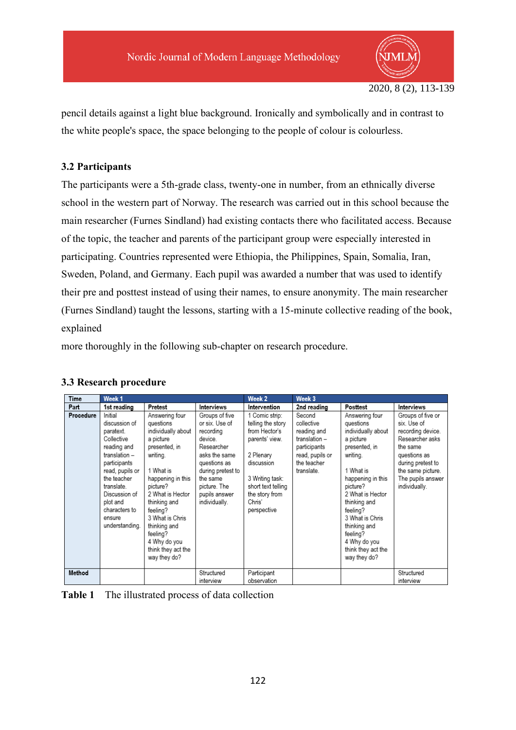pencil details against a light blue background. Ironically and symbolically and in contrast to the white people's space, the space belonging to the people of colour is colourless.

### 3.2 Participants

The participants were a 5th-grade class, twenty-one in number, from an ethnically diverse school in the western part of Norway. The research was carried out in this school because the main researcher (Furnes Sindland) had existing contacts there who facilitated access. Because of the topic, the teacher and parents of the participant group were especially interested in participating. Countries represented were Ethiopia, the Philippines, Spain, Somalia, Iran, Sweden, Poland, and Germany. Each pupil was awarded a number that was used to identify their pre and posttest instead of using their names, to ensure anonymity. The main researcher (Furnes Sindland) taught the lessons, starting with a 15-minute collective reading of the book, explained

more thoroughly in the following sub-chapter on research procedure.

### 3.3 Research procedure

| Time | Week 1 | | | Week 2 | Week 3 | | |
|---|---|---|---|---|---|---|---|
| Part | 1st reading | Pretest | Interviews | Intervention | 2nd reading | Posttest | Interviews |
| Procedure | Initial discussion of paratext. Collective reading and translation – participants read, pupils or the teacher translate. Discussion of plot and characters to ensure understanding. | Answering four questions individually about a picture presented, in writing. 1 What is happening in this picture? 2 What is Hector thinking and feeling? 3 What is Chris thinking and feeling? 4 Why do you think they act the way they do? | Groups of five or six. Use of recording device. Researcher asks the same questions as during pretest to the same picture. The pupils answer individually. | 1 Comic strip: telling the story from Hector's parents' view. 2 Plenary discussion 3 Writing task: short text telling the story from Chris' perspective | Second collective reading and translation – participants read, pupils or the teacher translate. | Answering four questions individually about a picture presented, in writing. 1 What is happening in this picture? 2 What is Hector thinking and feeling? 3 What is Chris thinking and feeling? 4 Why do you think they act the way they do? | Groups of five or six. Use of recording device. Researcher asks the same questions as during pretest to the same picture. The pupils answer individually. |
| Method | | | Structured interview | Participant observation | | | Structured interview |

**Table 1** The illustrated process of data collection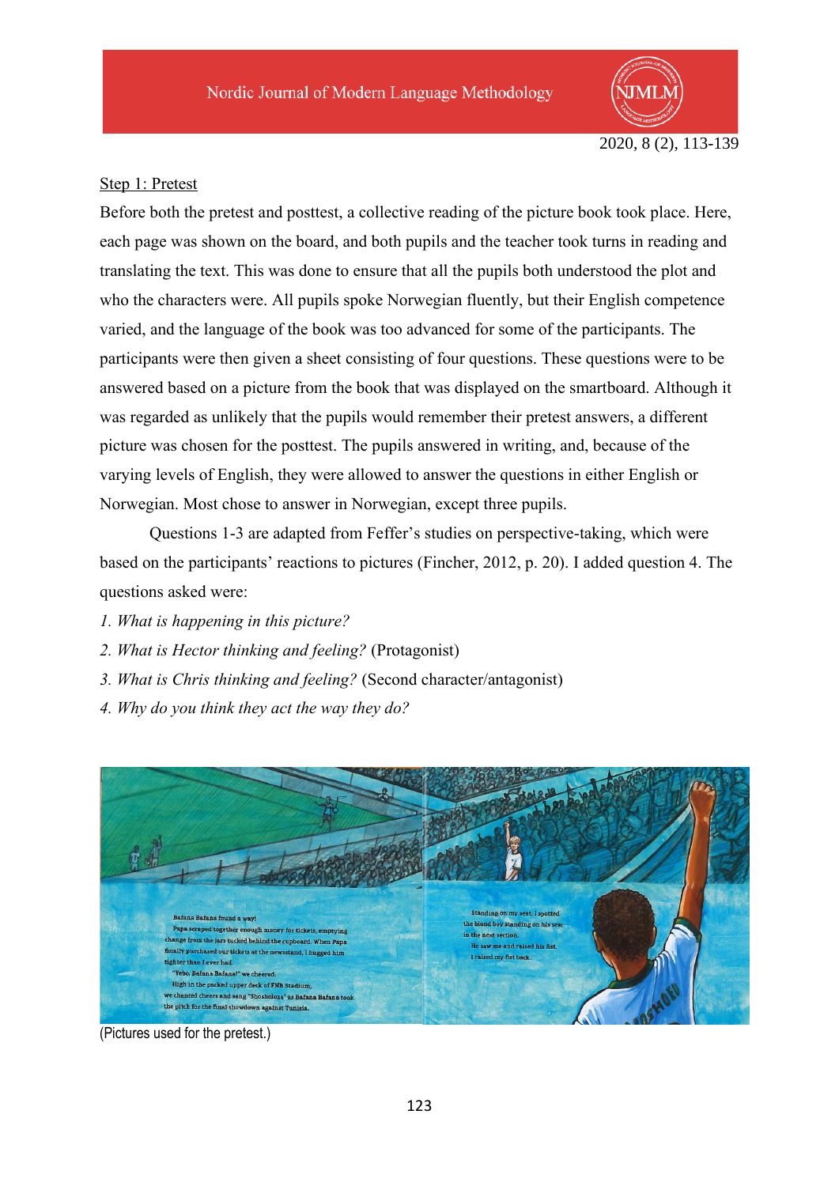Step 1: Pretest

Before both the pretest and posttest, a collective reading of the picture book took place. Here, each page was shown on the board, and both pupils and the teacher took turns in reading and translating the text. This was done to ensure that all the pupils both understood the plot and who the characters were. All pupils spoke Norwegian fluently, but their English competence varied, and the language of the book was too advanced for some of the participants. The participants were then given a sheet consisting of four questions. These questions were to be answered based on a picture from the book that was displayed on the smartboard. Although it was regarded as unlikely that the pupils would remember their pretest answers, a different picture was chosen for the posttest. The pupils answered in writing, and, because of the varying levels of English, they were allowed to answer the questions in either English or Norwegian. Most chose to answer in Norwegian, except three pupils.

Questions 1-3 are adapted from Feffer's studies on perspective-taking, which were based on the participants' reactions to pictures (Fincher, 2012, p. 20). I added question 4. The questions asked were:

1. *What is happening in this picture?*
2. *What is Hector thinking and feeling?* (Protagonist)
3. *What is Chris thinking and feeling?* (Second character/antagonist)
4. *Why do you think they act the way they do?*

(Pictures used for the pretest.)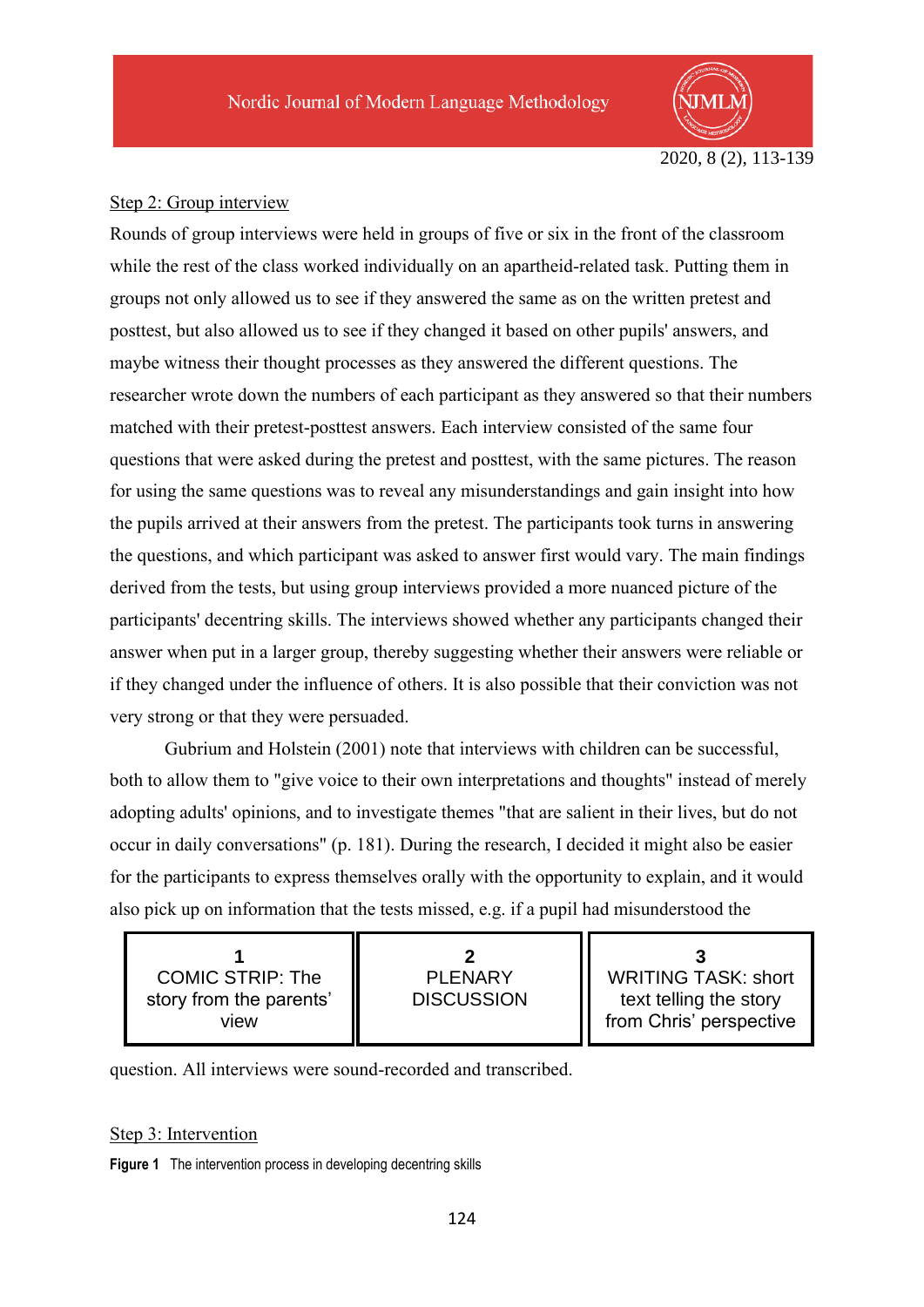Step 2: Group interview

Rounds of group interviews were held in groups of five or six in the front of the classroom while the rest of the class worked individually on an apartheid-related task. Putting them in groups not only allowed us to see if they answered the same as on the written pretest and posttest, but also allowed us to see if they changed it based on other pupils' answers, and maybe witness their thought processes as they answered the different questions. The researcher wrote down the numbers of each participant as they answered so that their numbers matched with their pretest-posttest answers. Each interview consisted of the same four questions that were asked during the pretest and posttest, with the same pictures. The reason for using the same questions was to reveal any misunderstandings and gain insight into how the pupils arrived at their answers from the pretest. The participants took turns in answering the questions, and which participant was asked to answer first would vary. The main findings derived from the tests, but using group interviews provided a more nuanced picture of the participants' decentring skills. The interviews showed whether any participants changed their answer when put in a larger group, thereby suggesting whether their answers were reliable or if they changed under the influence of others. It is also possible that their conviction was not very strong or that they were persuaded.

Gubrium and Holstein (2001) note that interviews with children can be successful, both to allow them to "give voice to their own interpretations and thoughts" instead of merely adopting adults' opinions, and to investigate themes "that are salient in their lives, but do not occur in daily conversations" (p. 181). During the research, I decided it might also be easier for the participants to express themselves orally with the opportunity to explain, and it would also pick up on information that the tests missed, e.g. if a pupil had misunderstood the question. All interviews were sound-recorded and transcribed.

Step 3: Intervention

| 1<br>COMIC STRIP: The story from the parents' view | 2<br>PLENARY DISCUSSION | 3<br>WRITING TASK: short text telling the story from Chris' perspective |
|---|---|---|

**Figure 1** The intervention process in developing decentring skills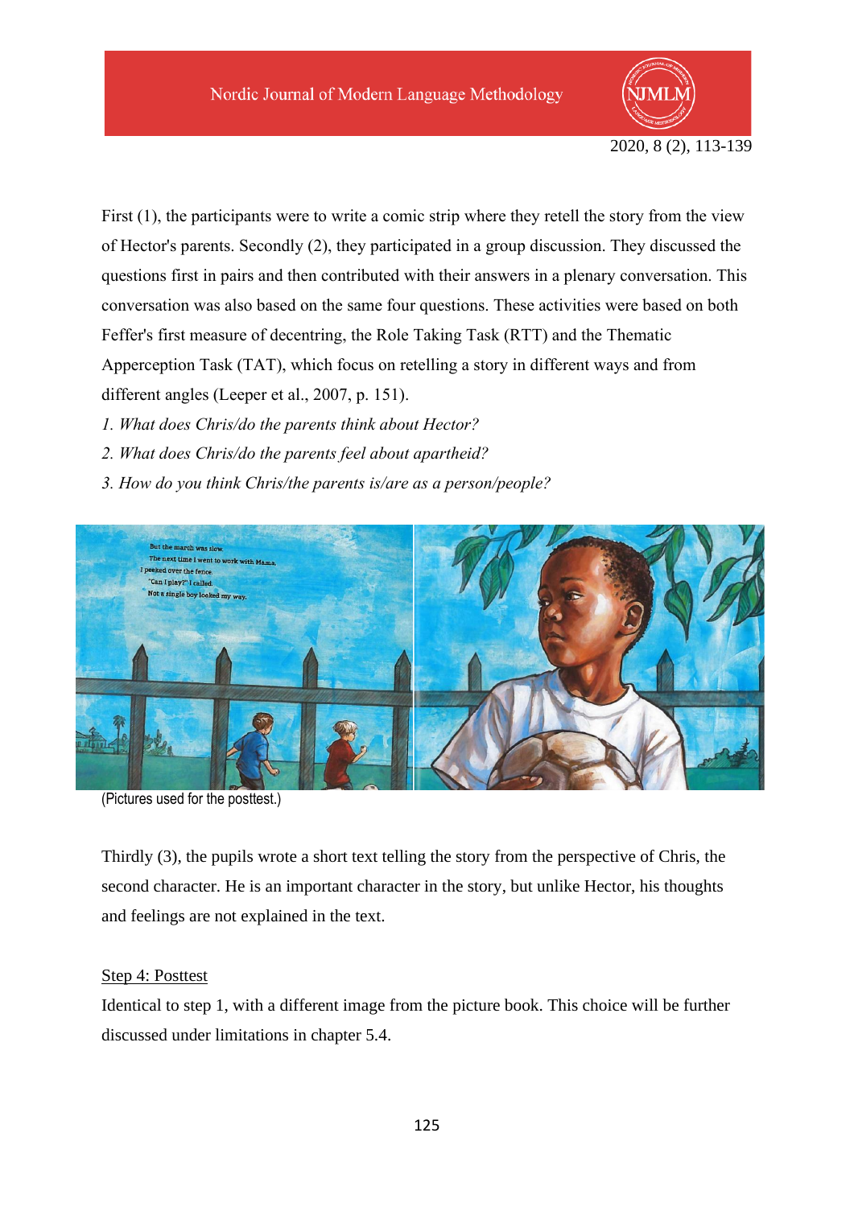First (1), the participants were to write a comic strip where they retell the story from the view of Hector's parents. Secondly (2), they participated in a group discussion. They discussed the questions first in pairs and then contributed with their answers in a plenary conversation. This conversation was also based on the same four questions. These activities were based on both Feffer's first measure of decentring, the Role Taking Task (RTT) and the Thematic Apperception Task (TAT), which focus on retelling a story in different ways and from different angles (Leeper et al., 2007, p. 151).

*1. What does Chris/do the parents think about Hector?*

*2. What does Chris/do the parents feel about apartheid?*

*3. How do you think Chris/the parents is/are as a person/people?*

(Pictures used for the posttest.)

Thirdly (3), the pupils wrote a short text telling the story from the perspective of Chris, the second character. He is an important character in the story, but unlike Hector, his thoughts and feelings are not explained in the text.

<u>Step 4: Posttest</u>

Identical to step 1, with a different image from the picture book. This choice will be further discussed under limitations in chapter 5.4.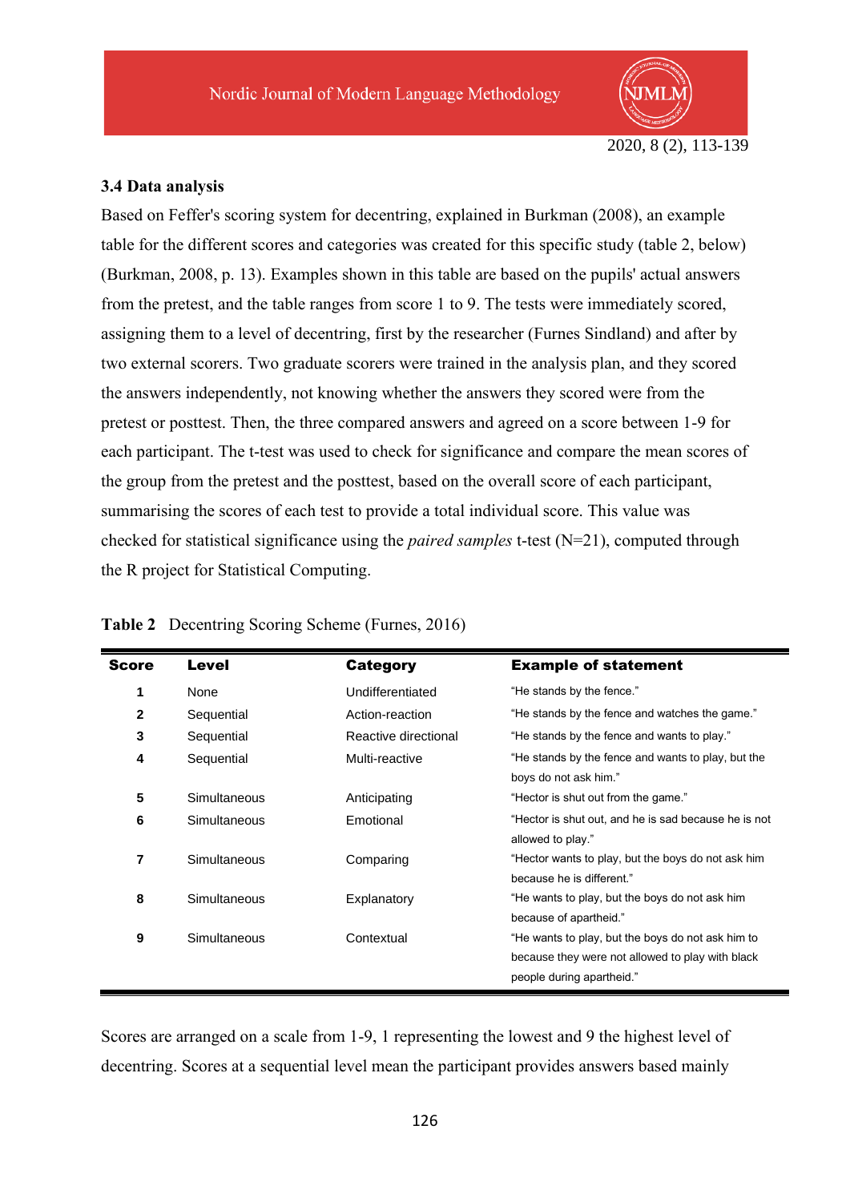### 3.4 Data analysis

Based on Feffer's scoring system for decentring, explained in Burkman (2008), an example table for the different scores and categories was created for this specific study (table 2, below) (Burkman, 2008, p. 13). Examples shown in this table are based on the pupils' actual answers from the pretest, and the table ranges from score 1 to 9. The tests were immediately scored, assigning them to a level of decentring, first by the researcher (Furnes Sindland) and after by two external scorers. Two graduate scorers were trained in the analysis plan, and they scored the answers independently, not knowing whether the answers they scored were from the pretest or posttest. Then, the three compared answers and agreed on a score between 1-9 for each participant. The t-test was used to check for significance and compare the mean scores of the group from the pretest and the posttest, based on the overall score of each participant, summarising the scores of each test to provide a total individual score. This value was checked for statistical significance using the *paired samples* t-test (N=21), computed through the R project for Statistical Computing.

**Table 2** Decentring Scoring Scheme (Furnes, 2016)

| Score | Level | Category | Example of statement |
|---|---|---|---|
| 1 | None | Undifferentiated | "He stands by the fence." |
| 2 | Sequential | Action-reaction | "He stands by the fence and watches the game." |
| 3 | Sequential | Reactive directional | "He stands by the fence and wants to play." |
| 4 | Sequential | Multi-reactive | "He stands by the fence and wants to play, but the boys do not ask him." |
| 5 | Simultaneous | Anticipating | "Hector is shut out from the game." |
| 6 | Simultaneous | Emotional | "Hector is shut out, and he is sad because he is not allowed to play." |
| 7 | Simultaneous | Comparing | "Hector wants to play, but the boys do not ask him because he is different." |
| 8 | Simultaneous | Explanatory | "He wants to play, but the boys do not ask him because of apartheid." |
| 9 | Simultaneous | Contextual | "He wants to play, but the boys do not ask him to because they were not allowed to play with black people during apartheid." |

Scores are arranged on a scale from 1-9, 1 representing the lowest and 9 the highest level of decentring. Scores at a sequential level mean the participant provides answers based mainly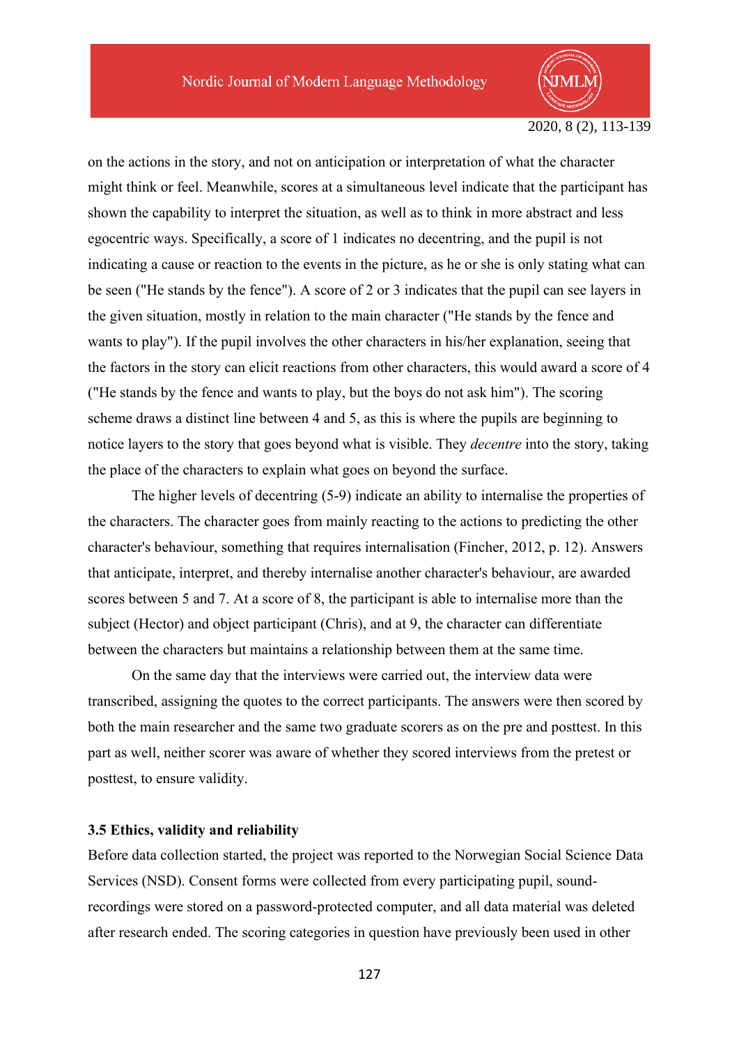on the actions in the story, and not on anticipation or interpretation of what the character might think or feel. Meanwhile, scores at a simultaneous level indicate that the participant has shown the capability to interpret the situation, as well as to think in more abstract and less egocentric ways. Specifically, a score of 1 indicates no decentring, and the pupil is not indicating a cause or reaction to the events in the picture, as he or she is only stating what can be seen ("He stands by the fence"). A score of 2 or 3 indicates that the pupil can see layers in the given situation, mostly in relation to the main character ("He stands by the fence and wants to play"). If the pupil involves the other characters in his/her explanation, seeing that the factors in the story can elicit reactions from other characters, this would award a score of 4 ("He stands by the fence and wants to play, but the boys do not ask him"). The scoring scheme draws a distinct line between 4 and 5, as this is where the pupils are beginning to notice layers to the story that goes beyond what is visible. They *decentre* into the story, taking the place of the characters to explain what goes on beyond the surface.

The higher levels of decentring (5-9) indicate an ability to internalise the properties of the characters. The character goes from mainly reacting to the actions to predicting the other character's behaviour, something that requires internalisation (Fincher, 2012, p. 12). Answers that anticipate, interpret, and thereby internalise another character's behaviour, are awarded scores between 5 and 7. At a score of 8, the participant is able to internalise more than the subject (Hector) and object participant (Chris), and at 9, the character can differentiate between the characters but maintains a relationship between them at the same time.

On the same day that the interviews were carried out, the interview data were transcribed, assigning the quotes to the correct participants. The answers were then scored by both the main researcher and the same two graduate scorers as on the pre and posttest. In this part as well, neither scorer was aware of whether they scored interviews from the pretest or posttest, to ensure validity.

### 3.5 Ethics, validity and reliability

Before data collection started, the project was reported to the Norwegian Social Science Data Services (NSD). Consent forms were collected from every participating pupil, sound-recordings were stored on a password-protected computer, and all data material was deleted after research ended. The scoring categories in question have previously been used in other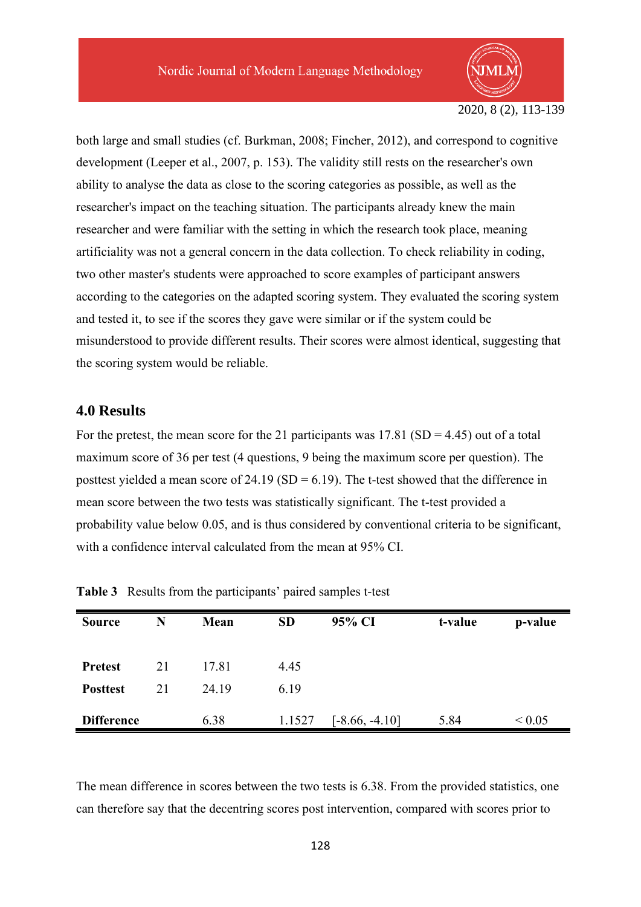both large and small studies (cf. Burkman, 2008; Fincher, 2012), and correspond to cognitive development (Leeper et al., 2007, p. 153). The validity still rests on the researcher's own ability to analyse the data as close to the scoring categories as possible, as well as the researcher's impact on the teaching situation. The participants already knew the main researcher and were familiar with the setting in which the research took place, meaning artificiality was not a general concern in the data collection. To check reliability in coding, two other master's students were approached to score examples of participant answers according to the categories on the adapted scoring system. They evaluated the scoring system and tested it, to see if the scores they gave were similar or if the system could be misunderstood to provide different results. Their scores were almost identical, suggesting that the scoring system would be reliable.

## 4.0 Results

For the pretest, the mean score for the 21 participants was 17.81 (SD = 4.45) out of a total maximum score of 36 per test (4 questions, 9 being the maximum score per question). The posttest yielded a mean score of 24.19 (SD = 6.19). The t-test showed that the difference in mean score between the two tests was statistically significant. The t-test provided a probability value below 0.05, and is thus considered by conventional criteria to be significant, with a confidence interval calculated from the mean at 95% CI.

**Table 3** Results from the participants' paired samples t-test

| Source | N | Mean | SD | 95% CI | t-value | p-value |
|---|---|---|---|---|---|---|
| **Pretest** | 21 | 17.81 | 4.45 | | | |
| **Posttest** | 21 | 24.19 | 6.19 | | | |
| **Difference** | | 6.38 | 1.1527 | [-8.66, -4.10] | 5.84 | < 0.05 |

The mean difference in scores between the two tests is 6.38. From the provided statistics, one can therefore say that the decentring scores post intervention, compared with scores prior to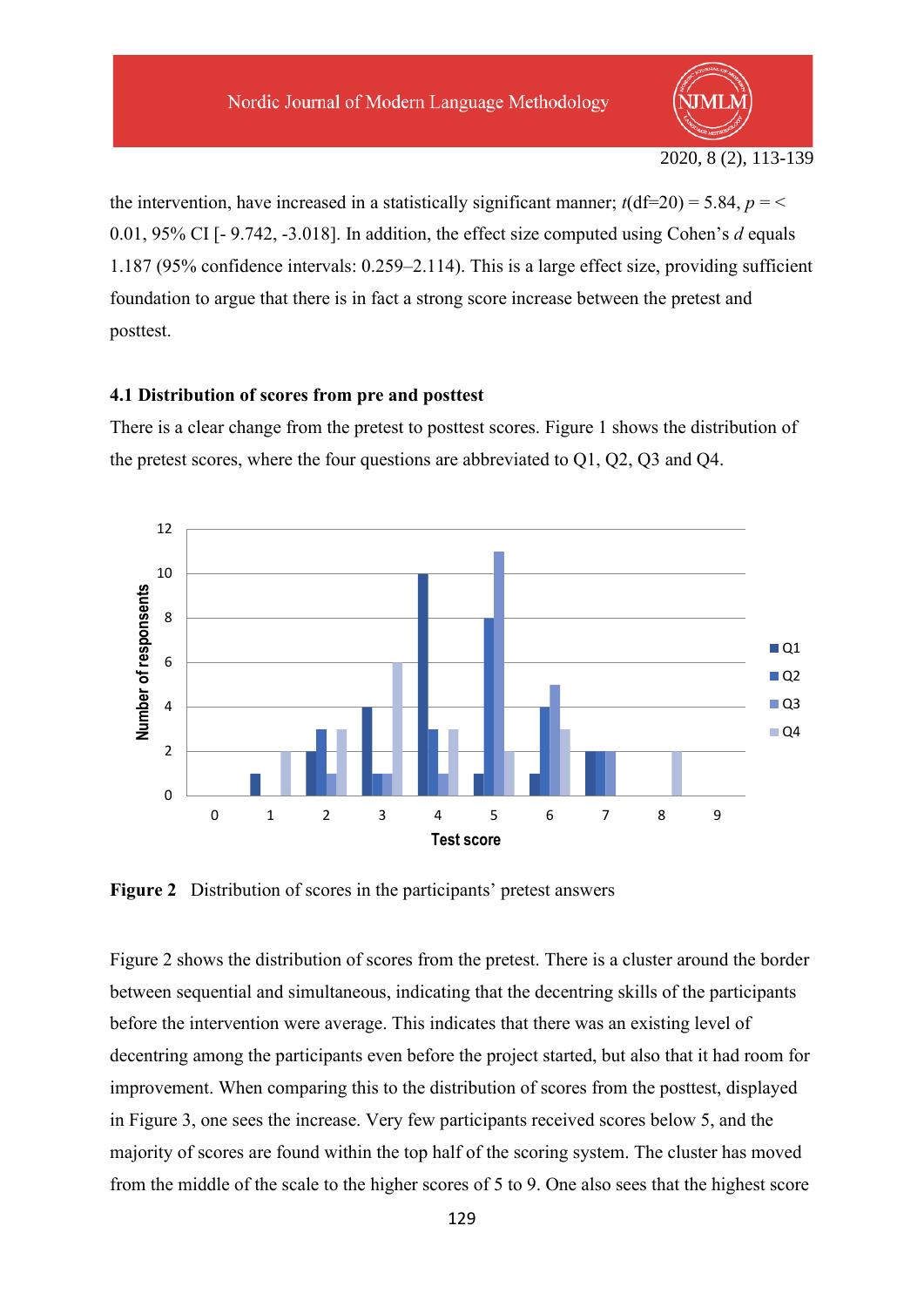the intervention, have increased in a statistically significant manner; $t$(df=20) = 5.84, $p$ = < 0.01, 95% CI [- 9.742, -3.018]. In addition, the effect size computed using Cohen's $d$ equals 1.187 (95% confidence intervals: 0.259–2.114). This is a large effect size, providing sufficient foundation to argue that there is in fact a strong score increase between the pretest and posttest.

### 4.1 Distribution of scores from pre and posttest

There is a clear change from the pretest to posttest scores. Figure 1 shows the distribution of the pretest scores, where the four questions are abbreviated to Q1, Q2, Q3 and Q4.

**Figure 2** Distribution of scores in the participants' pretest answers

Figure 2 shows the distribution of scores from the pretest. There is a cluster around the border between sequential and simultaneous, indicating that the decentring skills of the participants before the intervention were average. This indicates that there was an existing level of decentring among the participants even before the project started, but also that it had room for improvement. When comparing this to the distribution of scores from the posttest, displayed in Figure 3, one sees the increase. Very few participants received scores below 5, and the majority of scores are found within the top half of the scoring system. The cluster has moved from the middle of the scale to the higher scores of 5 to 9. One also sees that the highest score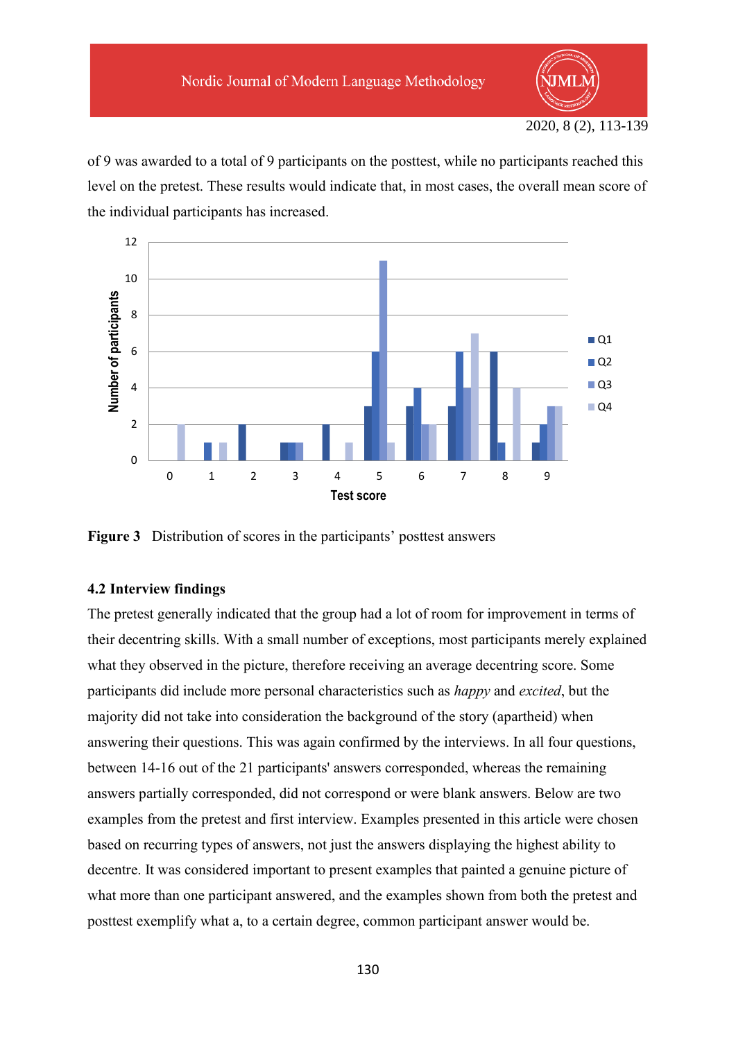of 9 was awarded to a total of 9 participants on the posttest, while no participants reached this level on the pretest. These results would indicate that, in most cases, the overall mean score of the individual participants has increased.

**Figure 3** Distribution of scores in the participants' posttest answers

### 4.2 Interview findings

The pretest generally indicated that the group had a lot of room for improvement in terms of their decentring skills. With a small number of exceptions, most participants merely explained what they observed in the picture, therefore receiving an average decentring score. Some participants did include more personal characteristics such as *happy* and *excited*, but the majority did not take into consideration the background of the story (apartheid) when answering their questions. This was again confirmed by the interviews. In all four questions, between 14-16 out of the 21 participants' answers corresponded, whereas the remaining answers partially corresponded, did not correspond or were blank answers. Below are two examples from the pretest and first interview. Examples presented in this article were chosen based on recurring types of answers, not just the answers displaying the highest ability to decentre. It was considered important to present examples that painted a genuine picture of what more than one participant answered, and the examples shown from both the pretest and posttest exemplify what a, to a certain degree, common participant answer would be.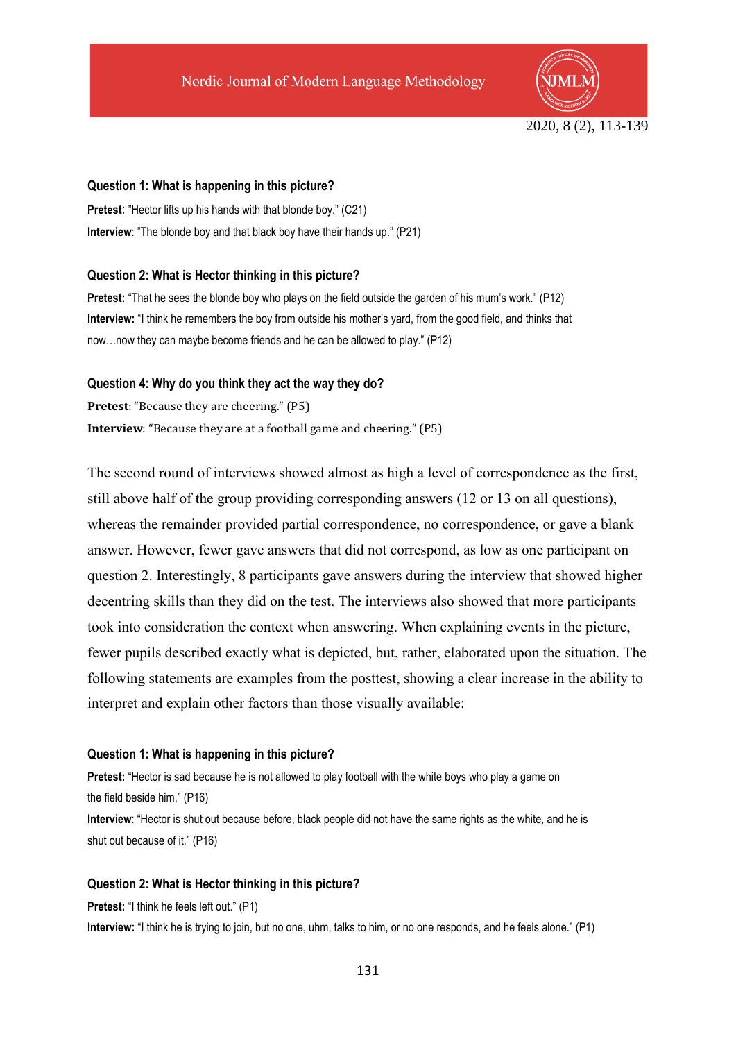**Question 1: What is happening in this picture?**

**Pretest**: "Hector lifts up his hands with that blonde boy." (C21)

**Interview**: "The blonde boy and that black boy have their hands up." (P21)

**Question 2: What is Hector thinking in this picture?**

**Pretest:** "That he sees the blonde boy who plays on the field outside the garden of his mum's work." (P12)

**Interview:** "I think he remembers the boy from outside his mother's yard, from the good field, and thinks that now…now they can maybe become friends and he can be allowed to play." (P12)

**Question 4: Why do you think they act the way they do?**

**Pretest**: "Because they are cheering." (P5)

**Interview**: "Because they are at a football game and cheering." (P5)

The second round of interviews showed almost as high a level of correspondence as the first, still above half of the group providing corresponding answers (12 or 13 on all questions), whereas the remainder provided partial correspondence, no correspondence, or gave a blank answer. However, fewer gave answers that did not correspond, as low as one participant on question 2. Interestingly, 8 participants gave answers during the interview that showed higher decentring skills than they did on the test. The interviews also showed that more participants took into consideration the context when answering. When explaining events in the picture, fewer pupils described exactly what is depicted, but, rather, elaborated upon the situation. The following statements are examples from the posttest, showing a clear increase in the ability to interpret and explain other factors than those visually available:

**Question 1: What is happening in this picture?**

**Pretest:** "Hector is sad because he is not allowed to play football with the white boys who play a game on the field beside him." (P16)

**Interview**: "Hector is shut out because before, black people did not have the same rights as the white, and he is shut out because of it." (P16)

**Question 2: What is Hector thinking in this picture?**

**Pretest:** "I think he feels left out." (P1)

**Interview:** "I think he is trying to join, but no one, uhm, talks to him, or no one responds, and he feels alone." (P1)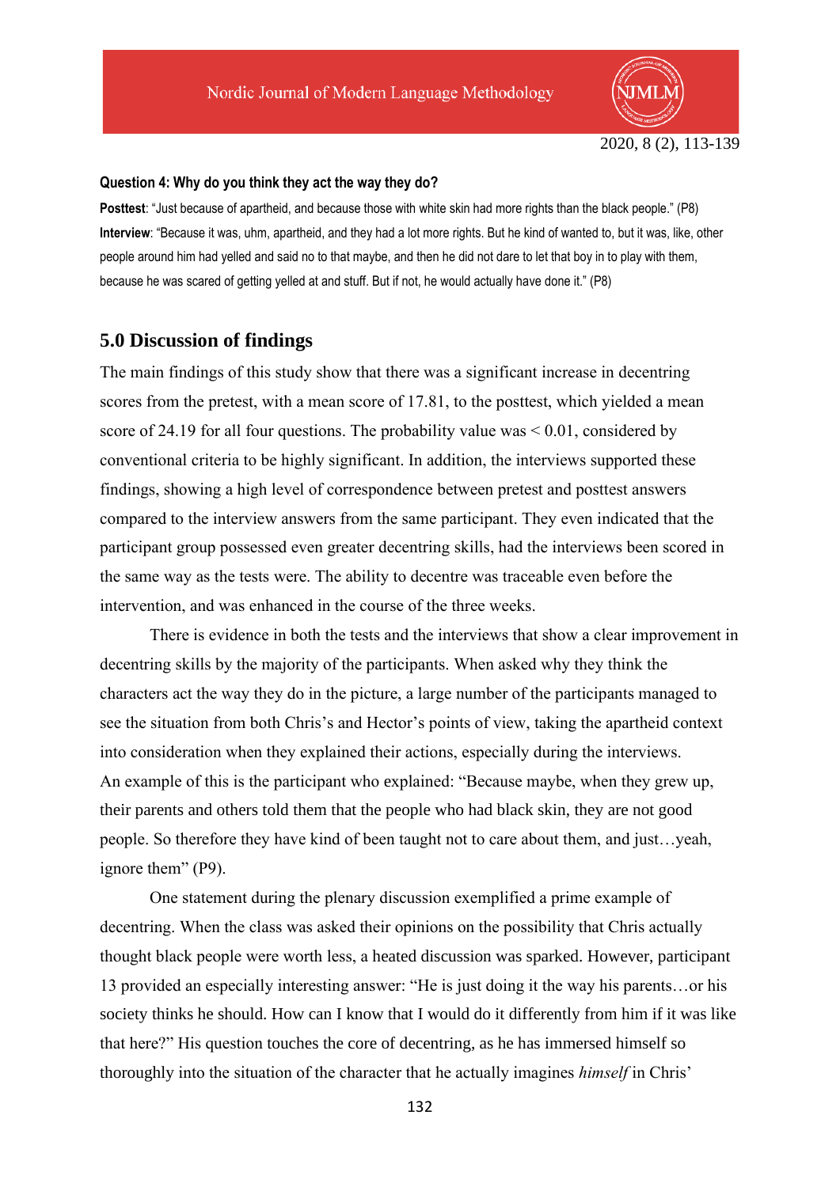**Question 4: Why do you think they act the way they do?**

**Posttest**: "Just because of apartheid, and because those with white skin had more rights than the black people." (P8)

**Interview**: "Because it was, uhm, apartheid, and they had a lot more rights. But he kind of wanted to, but it was, like, other people around him had yelled and said no to that maybe, and then he did not dare to let that boy in to play with them, because he was scared of getting yelled at and stuff. But if not, he would actually have done it." (P8)

## 5.0 Discussion of findings

The main findings of this study show that there was a significant increase in decentring scores from the pretest, with a mean score of 17.81, to the posttest, which yielded a mean score of 24.19 for all four questions. The probability value was $< 0.01$, considered by conventional criteria to be highly significant. In addition, the interviews supported these findings, showing a high level of correspondence between pretest and posttest answers compared to the interview answers from the same participant. They even indicated that the participant group possessed even greater decentring skills, had the interviews been scored in the same way as the tests were. The ability to decentre was traceable even before the intervention, and was enhanced in the course of the three weeks.

There is evidence in both the tests and the interviews that show a clear improvement in decentring skills by the majority of the participants. When asked why they think the characters act the way they do in the picture, a large number of the participants managed to see the situation from both Chris's and Hector's points of view, taking the apartheid context into consideration when they explained their actions, especially during the interviews. An example of this is the participant who explained: "Because maybe, when they grew up, their parents and others told them that the people who had black skin, they are not good people. So therefore they have kind of been taught not to care about them, and just…yeah, ignore them" (P9).

One statement during the plenary discussion exemplified a prime example of decentring. When the class was asked their opinions on the possibility that Chris actually thought black people were worth less, a heated discussion was sparked. However, participant 13 provided an especially interesting answer: "He is just doing it the way his parents…or his society thinks he should. How can I know that I would do it differently from him if it was like that here?" His question touches the core of decentring, as he has immersed himself so thoroughly into the situation of the character that he actually imagines *himself* in Chris'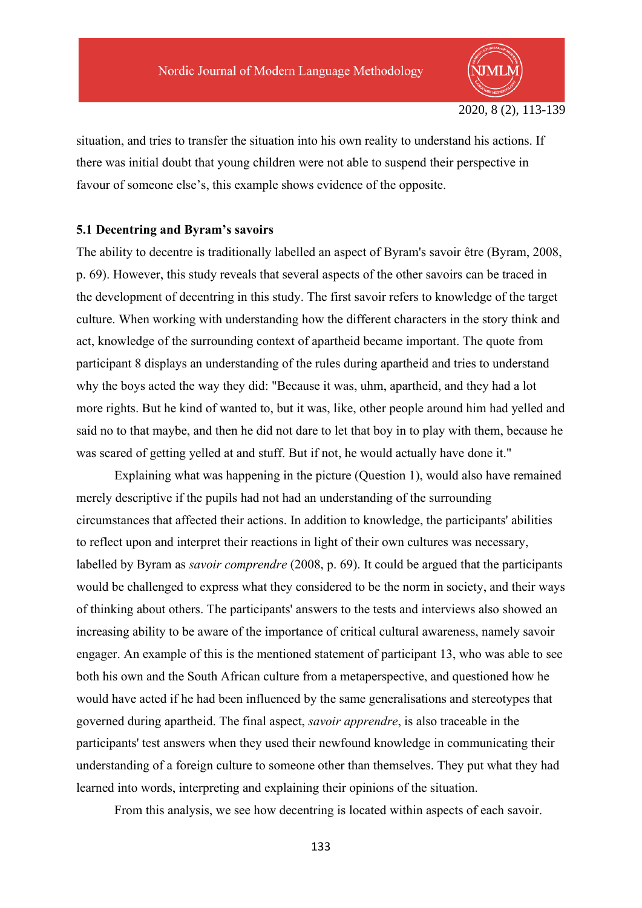situation, and tries to transfer the situation into his own reality to understand his actions. If there was initial doubt that young children were not able to suspend their perspective in favour of someone else's, this example shows evidence of the opposite.

### 5.1 Decentring and Byram's savoirs

The ability to decentre is traditionally labelled an aspect of Byram's savoir être (Byram, 2008, p. 69). However, this study reveals that several aspects of the other savoirs can be traced in the development of decentring in this study. The first savoir refers to knowledge of the target culture. When working with understanding how the different characters in the story think and act, knowledge of the surrounding context of apartheid became important. The quote from participant 8 displays an understanding of the rules during apartheid and tries to understand why the boys acted the way they did: "Because it was, uhm, apartheid, and they had a lot more rights. But he kind of wanted to, but it was, like, other people around him had yelled and said no to that maybe, and then he did not dare to let that boy in to play with them, because he was scared of getting yelled at and stuff. But if not, he would actually have done it."

Explaining what was happening in the picture (Question 1), would also have remained merely descriptive if the pupils had not had an understanding of the surrounding circumstances that affected their actions. In addition to knowledge, the participants' abilities to reflect upon and interpret their reactions in light of their own cultures was necessary, labelled by Byram as *savoir comprendre* (2008, p. 69). It could be argued that the participants would be challenged to express what they considered to be the norm in society, and their ways of thinking about others. The participants' answers to the tests and interviews also showed an increasing ability to be aware of the importance of critical cultural awareness, namely savoir engager. An example of this is the mentioned statement of participant 13, who was able to see both his own and the South African culture from a metaperspective, and questioned how he would have acted if he had been influenced by the same generalisations and stereotypes that governed during apartheid. The final aspect, *savoir apprendre*, is also traceable in the participants' test answers when they used their newfound knowledge in communicating their understanding of a foreign culture to someone other than themselves. They put what they had learned into words, interpreting and explaining their opinions of the situation.

From this analysis, we see how decentring is located within aspects of each savoir.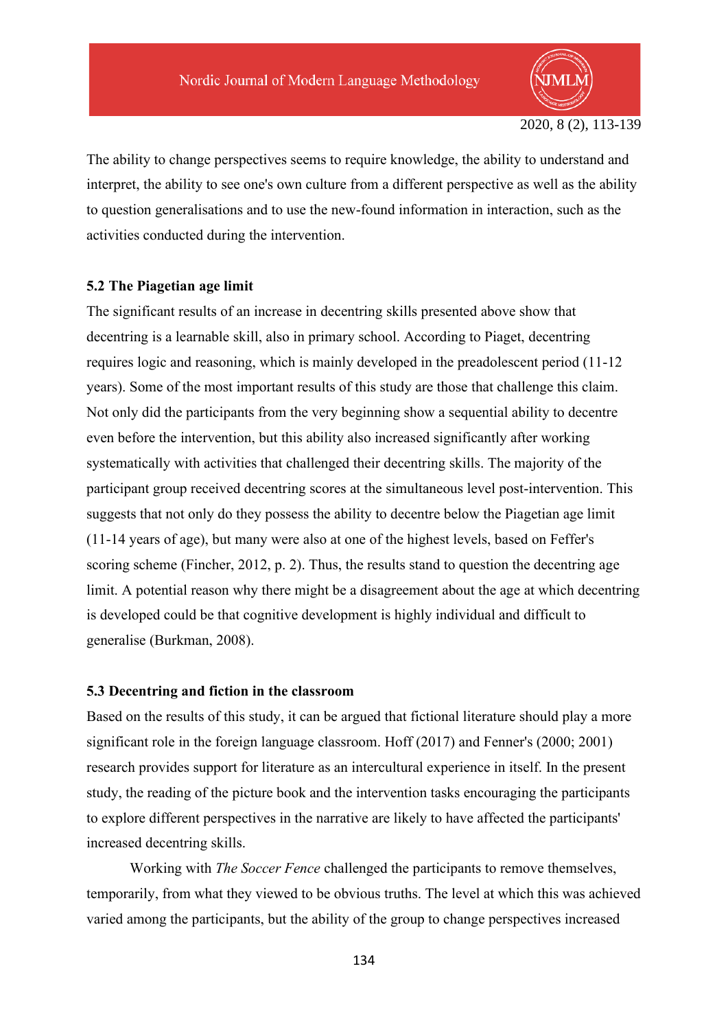The ability to change perspectives seems to require knowledge, the ability to understand and interpret, the ability to see one's own culture from a different perspective as well as the ability to question generalisations and to use the new-found information in interaction, such as the activities conducted during the intervention.

### 5.2 The Piagetian age limit

The significant results of an increase in decentring skills presented above show that decentring is a learnable skill, also in primary school. According to Piaget, decentring requires logic and reasoning, which is mainly developed in the preadolescent period (11-12 years). Some of the most important results of this study are those that challenge this claim. Not only did the participants from the very beginning show a sequential ability to decentre even before the intervention, but this ability also increased significantly after working systematically with activities that challenged their decentring skills. The majority of the participant group received decentring scores at the simultaneous level post-intervention. This suggests that not only do they possess the ability to decentre below the Piagetian age limit (11-14 years of age), but many were also at one of the highest levels, based on Feffer's scoring scheme (Fincher, 2012, p. 2). Thus, the results stand to question the decentring age limit. A potential reason why there might be a disagreement about the age at which decentring is developed could be that cognitive development is highly individual and difficult to generalise (Burkman, 2008).

### 5.3 Decentring and fiction in the classroom

Based on the results of this study, it can be argued that fictional literature should play a more significant role in the foreign language classroom. Hoff (2017) and Fenner's (2000; 2001) research provides support for literature as an intercultural experience in itself. In the present study, the reading of the picture book and the intervention tasks encouraging the participants to explore different perspectives in the narrative are likely to have affected the participants' increased decentring skills.

Working with *The Soccer Fence* challenged the participants to remove themselves, temporarily, from what they viewed to be obvious truths. The level at which this was achieved varied among the participants, but the ability of the group to change perspectives increased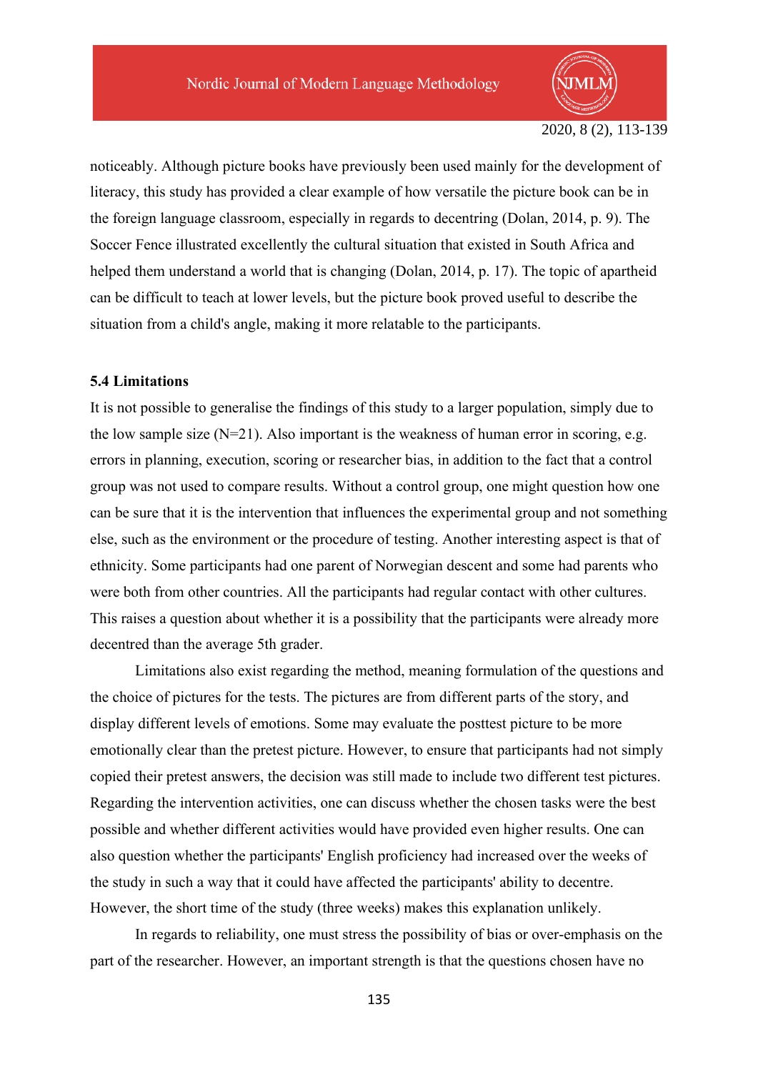noticeably. Although picture books have previously been used mainly for the development of literacy, this study has provided a clear example of how versatile the picture book can be in the foreign language classroom, especially in regards to decentring (Dolan, 2014, p. 9). The Soccer Fence illustrated excellently the cultural situation that existed in South Africa and helped them understand a world that is changing (Dolan, 2014, p. 17). The topic of apartheid can be difficult to teach at lower levels, but the picture book proved useful to describe the situation from a child's angle, making it more relatable to the participants.

### 5.4 Limitations

It is not possible to generalise the findings of this study to a larger population, simply due to the low sample size (N=21). Also important is the weakness of human error in scoring, e.g. errors in planning, execution, scoring or researcher bias, in addition to the fact that a control group was not used to compare results. Without a control group, one might question how one can be sure that it is the intervention that influences the experimental group and not something else, such as the environment or the procedure of testing. Another interesting aspect is that of ethnicity. Some participants had one parent of Norwegian descent and some had parents who were both from other countries. All the participants had regular contact with other cultures. This raises a question about whether it is a possibility that the participants were already more decentred than the average 5th grader.

Limitations also exist regarding the method, meaning formulation of the questions and the choice of pictures for the tests. The pictures are from different parts of the story, and display different levels of emotions. Some may evaluate the posttest picture to be more emotionally clear than the pretest picture. However, to ensure that participants had not simply copied their pretest answers, the decision was still made to include two different test pictures. Regarding the intervention activities, one can discuss whether the chosen tasks were the best possible and whether different activities would have provided even higher results. One can also question whether the participants' English proficiency had increased over the weeks of the study in such a way that it could have affected the participants' ability to decentre. However, the short time of the study (three weeks) makes this explanation unlikely.

In regards to reliability, one must stress the possibility of bias or over-emphasis on the part of the researcher. However, an important strength is that the questions chosen have no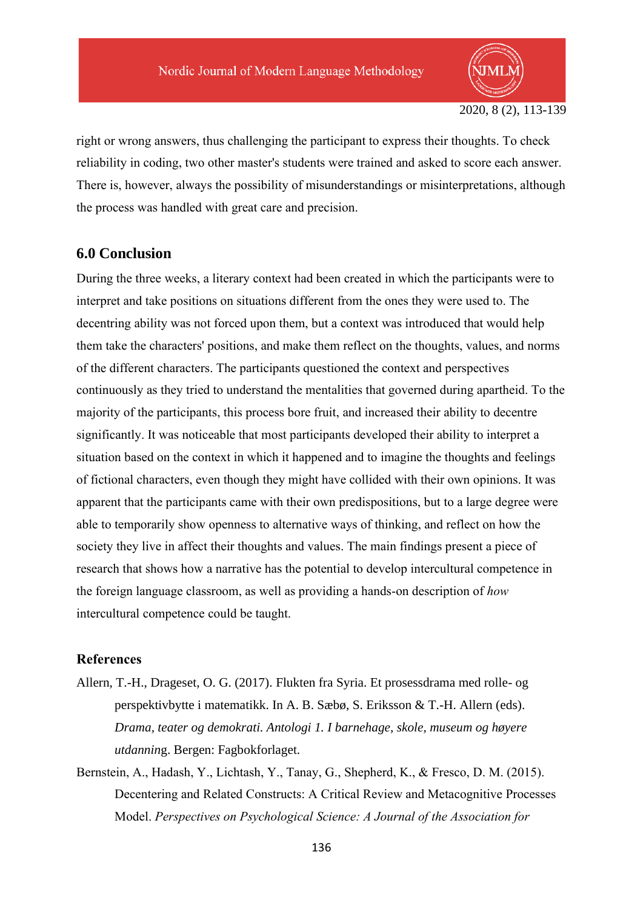right or wrong answers, thus challenging the participant to express their thoughts. To check reliability in coding, two other master's students were trained and asked to score each answer. There is, however, always the possibility of misunderstandings or misinterpretations, although the process was handled with great care and precision.

## 6.0 Conclusion

During the three weeks, a literary context had been created in which the participants were to interpret and take positions on situations different from the ones they were used to. The decentring ability was not forced upon them, but a context was introduced that would help them take the characters' positions, and make them reflect on the thoughts, values, and norms of the different characters. The participants questioned the context and perspectives continuously as they tried to understand the mentalities that governed during apartheid. To the majority of the participants, this process bore fruit, and increased their ability to decentre significantly. It was noticeable that most participants developed their ability to interpret a situation based on the context in which it happened and to imagine the thoughts and feelings of fictional characters, even though they might have collided with their own opinions. It was apparent that the participants came with their own predispositions, but to a large degree were able to temporarily show openness to alternative ways of thinking, and reflect on how the society they live in affect their thoughts and values. The main findings present a piece of research that shows how a narrative has the potential to develop intercultural competence in the foreign language classroom, as well as providing a hands-on description of *how* intercultural competence could be taught.

## References

Allern, T.-H., Drageset, O. G. (2017). Flukten fra Syria. Et prosessdrama med rolle- og perspektivbytte i matematikk. In A. B. Sæbø, S. Eriksson & T.-H. Allern (eds). *Drama, teater og demokrati. Antologi 1. I barnehage, skole, museum og høyere utdanning*. Bergen: Fagbokforlaget.

Bernstein, A., Hadash, Y., Lichtash, Y., Tanay, G., Shepherd, K., & Fresco, D. M. (2015). Decentering and Related Constructs: A Critical Review and Metacognitive Processes Model. *Perspectives on Psychological Science: A Journal of the Association for*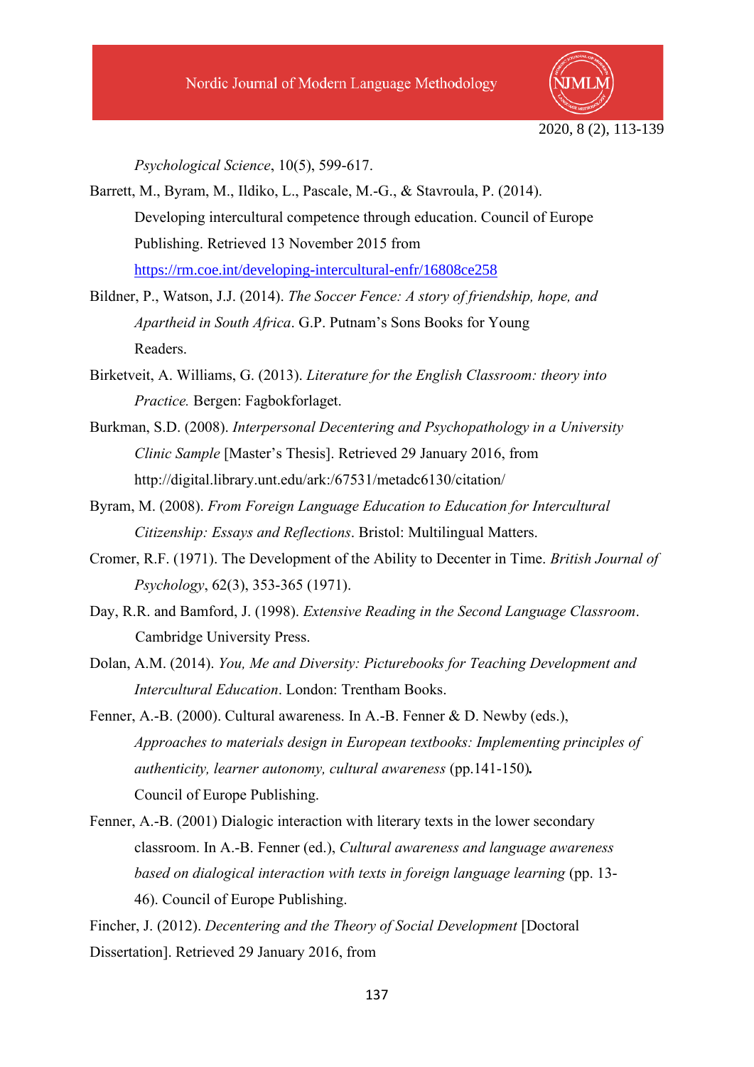*Psychological Science*, 10(5), 599-617.

Barrett, M., Byram, M., Ildiko, L., Pascale, M.-G., & Stavroula, P. (2014). Developing intercultural competence through education. Council of Europe Publishing. Retrieved 13 November 2015 from https://rm.coe.int/developing-intercultural-enfr/16808ce258

Bildner, P., Watson, J.J. (2014). *The Soccer Fence: A story of friendship, hope, and Apartheid in South Africa*. G.P. Putnam's Sons Books for Young Readers.

Birketveit, A. Williams, G. (2013). *Literature for the English Classroom: theory into Practice.* Bergen: Fagbokforlaget.

Burkman, S.D. (2008). *Interpersonal Decentering and Psychopathology in a University Clinic Sample* [Master's Thesis]. Retrieved 29 January 2016, from http://digital.library.unt.edu/ark:/67531/metadc6130/citation/

Byram, M. (2008). *From Foreign Language Education to Education for Intercultural Citizenship: Essays and Reflections*. Bristol: Multilingual Matters.

Cromer, R.F. (1971). The Development of the Ability to Decenter in Time. *British Journal of Psychology*, 62(3), 353-365 (1971).

Day, R.R. and Bamford, J. (1998). *Extensive Reading in the Second Language Classroom*. Cambridge University Press.

Dolan, A.M. (2014). *You, Me and Diversity: Picturebooks for Teaching Development and Intercultural Education*. London: Trentham Books.

Fenner, A.-B. (2000). Cultural awareness. In A.-B. Fenner & D. Newby (eds.), *Approaches to materials design in European textbooks: Implementing principles of authenticity, learner autonomy, cultural awareness* (pp.141-150). Council of Europe Publishing.

Fenner, A.-B. (2001) Dialogic interaction with literary texts in the lower secondary classroom. In A.-B. Fenner (ed.), *Cultural awareness and language awareness based on dialogical interaction with texts in foreign language learning* (pp. 13-46). Council of Europe Publishing.

Fincher, J. (2012). *Decentering and the Theory of Social Development* [Doctoral Dissertation]. Retrieved 29 January 2016, from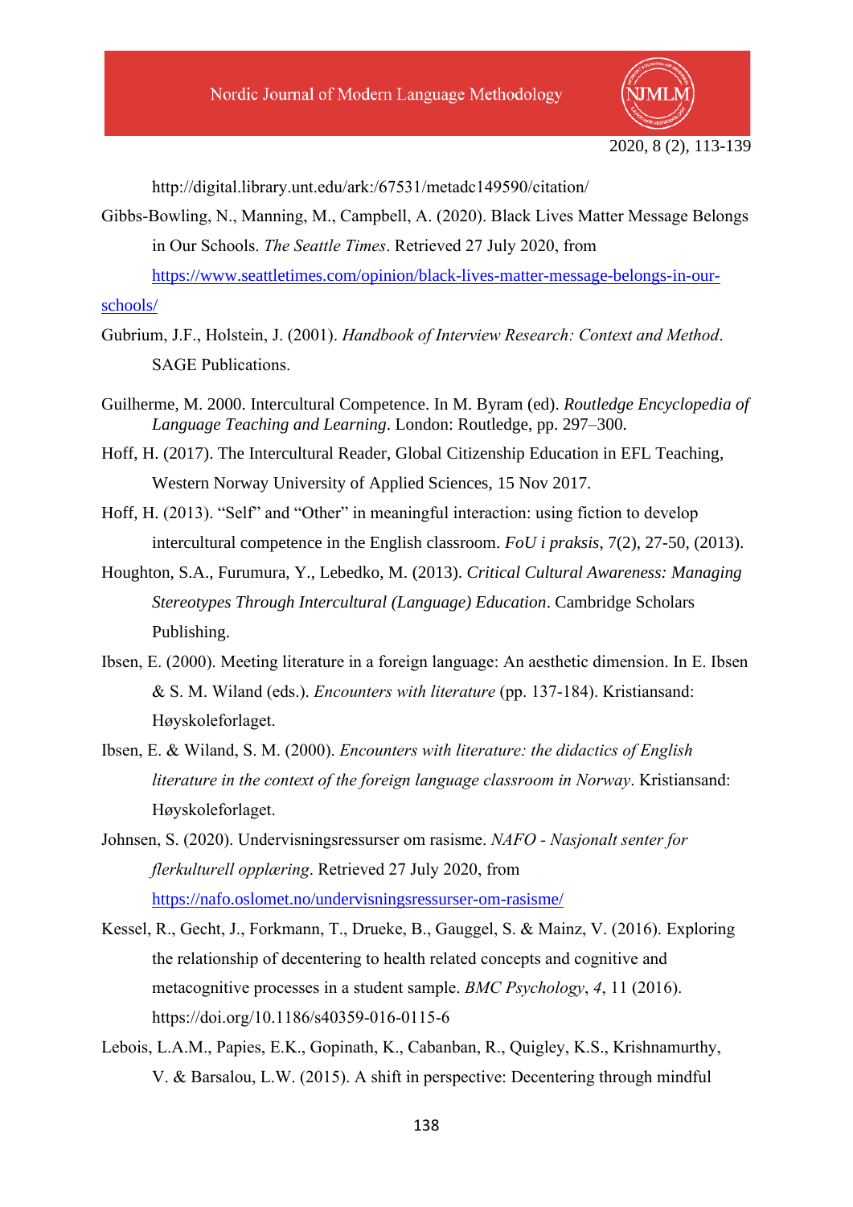http://digital.library.unt.edu/ark:/67531/metadc149590/citation/

Gibbs-Bowling, N., Manning, M., Campbell, A. (2020). Black Lives Matter Message Belongs in Our Schools. *The Seattle Times*. Retrieved 27 July 2020, from https://www.seattletimes.com/opinion/black-lives-matter-message-belongs-in-our-schools/

Gubrium, J.F., Holstein, J. (2001). *Handbook of Interview Research: Context and Method*. SAGE Publications.

Guilherme, M. 2000. Intercultural Competence. In M. Byram (ed). *Routledge Encyclopedia of Language Teaching and Learning*. London: Routledge, pp. 297–300.

Hoff, H. (2017). The Intercultural Reader, Global Citizenship Education in EFL Teaching, Western Norway University of Applied Sciences, 15 Nov 2017.

Hoff, H. (2013). "Self" and "Other" in meaningful interaction: using fiction to develop intercultural competence in the English classroom. *FoU i praksis*, 7(2), 27-50, (2013).

Houghton, S.A., Furumura, Y., Lebedko, M. (2013). *Critical Cultural Awareness: Managing Stereotypes Through Intercultural (Language) Education*. Cambridge Scholars Publishing.

Ibsen, E. (2000). Meeting literature in a foreign language: An aesthetic dimension. In E. Ibsen & S. M. Wiland (eds.). *Encounters with literature* (pp. 137-184). Kristiansand: Høyskoleforlaget.

Ibsen, E. & Wiland, S. M. (2000). *Encounters with literature: the didactics of English literature in the context of the foreign language classroom in Norway*. Kristiansand: Høyskoleforlaget.

Johnsen, S. (2020). Undervisningsressurser om rasisme. *NAFO - Nasjonalt senter for flerkulturell opplæring*. Retrieved 27 July 2020, from https://nafo.oslomet.no/undervisningsressurser-om-rasisme/

Kessel, R., Gecht, J., Forkmann, T., Drueke, B., Gauggel, S. & Mainz, V. (2016). Exploring the relationship of decentering to health related concepts and cognitive and metacognitive processes in a student sample. *BMC Psychology*, *4*, 11 (2016). https://doi.org/10.1186/s40359-016-0115-6

Lebois, L.A.M., Papies, E.K., Gopinath, K., Cabanban, R., Quigley, K.S., Krishnamurthy, V. & Barsalou, L.W. (2015). A shift in perspective: Decentering through mindful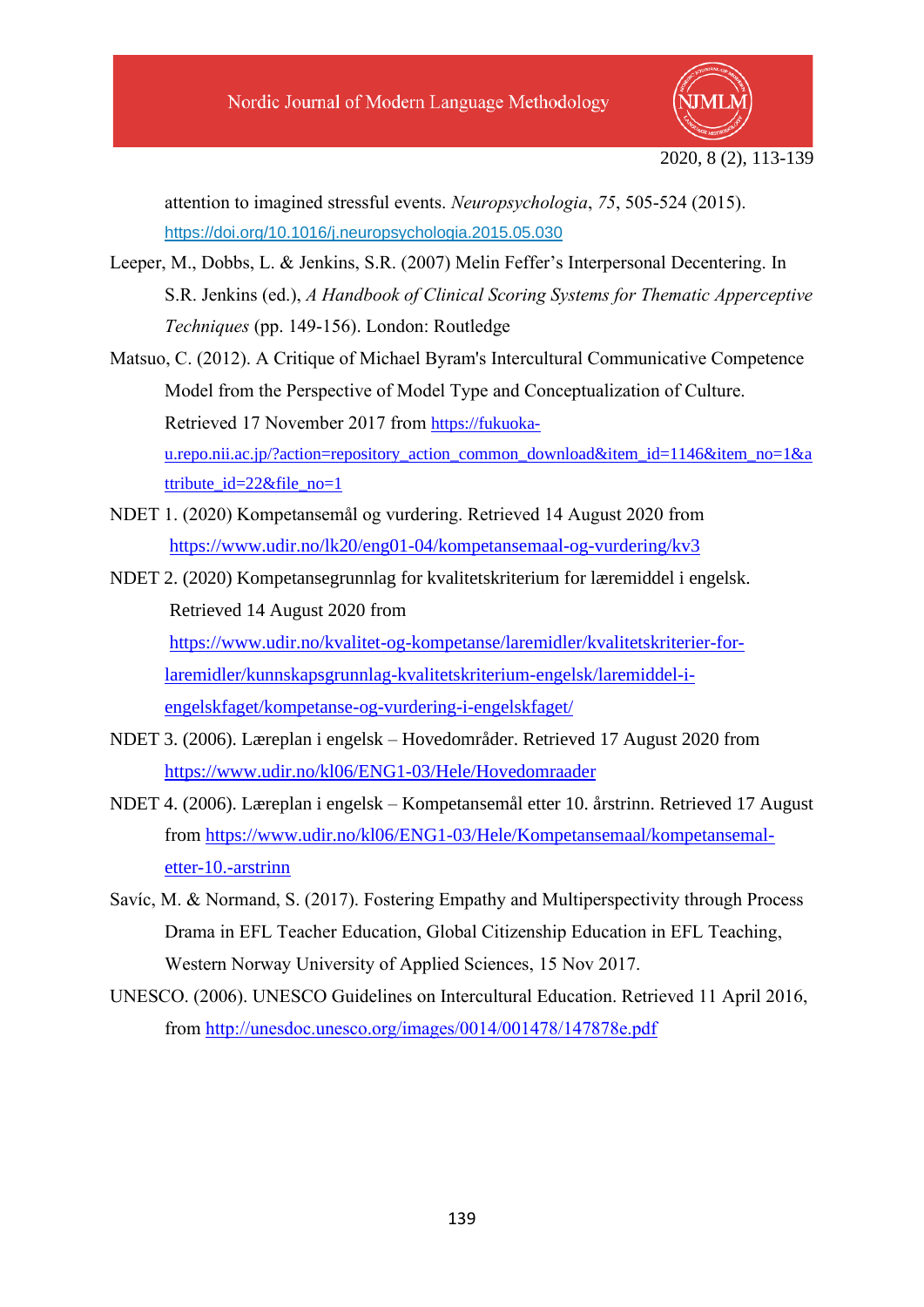attention to imagined stressful events. *Neuropsychologia*, *75*, 505-524 (2015). https://doi.org/10.1016/j.neuropsychologia.2015.05.030

Leeper, M., Dobbs, L. & Jenkins, S.R. (2007) Melin Feffer's Interpersonal Decentering. In S.R. Jenkins (ed.), *A Handbook of Clinical Scoring Systems for Thematic Apperceptive Techniques* (pp. 149-156). London: Routledge

Matsuo, C. (2012). A Critique of Michael Byram's Intercultural Communicative Competence Model from the Perspective of Model Type and Conceptualization of Culture. Retrieved 17 November 2017 from https://fukuoka-u.repo.nii.ac.jp/?action=repository_action_common_download&item_id=1146&item_no=1&attribute_id=22&file_no=1

NDET 1. (2020) Kompetansemål og vurdering. Retrieved 14 August 2020 from https://www.udir.no/lk20/eng01-04/kompetansemaal-og-vurdering/kv3

NDET 2. (2020) Kompetansegrunnlag for kvalitetskriterium for læremiddel i engelsk. Retrieved 14 August 2020 from https://www.udir.no/kvalitet-og-kompetanse/laremidler/kvalitetskriterier-for-laremidler/kunnskapsgrunnlag-kvalitetskriterium-engelsk/laremiddel-i-engelskfaget/kompetanse-og-vurdering-i-engelskfaget/

NDET 3. (2006). Læreplan i engelsk – Hovedområder. Retrieved 17 August 2020 from https://www.udir.no/kl06/ENG1-03/Hele/Hovedomraader

NDET 4. (2006). Læreplan i engelsk – Kompetansemål etter 10. årstrinn. Retrieved 17 August from https://www.udir.no/kl06/ENG1-03/Hele/Kompetansemaal/kompetansemal-etter-10.-arstrinn

Savíc, M. & Normand, S. (2017). Fostering Empathy and Multiperspectivity through Process Drama in EFL Teacher Education, Global Citizenship Education in EFL Teaching, Western Norway University of Applied Sciences, 15 Nov 2017.

UNESCO. (2006). UNESCO Guidelines on Intercultural Education. Retrieved 11 April 2016, from http://unesdoc.unesco.org/images/0014/001478/147878e.pdf